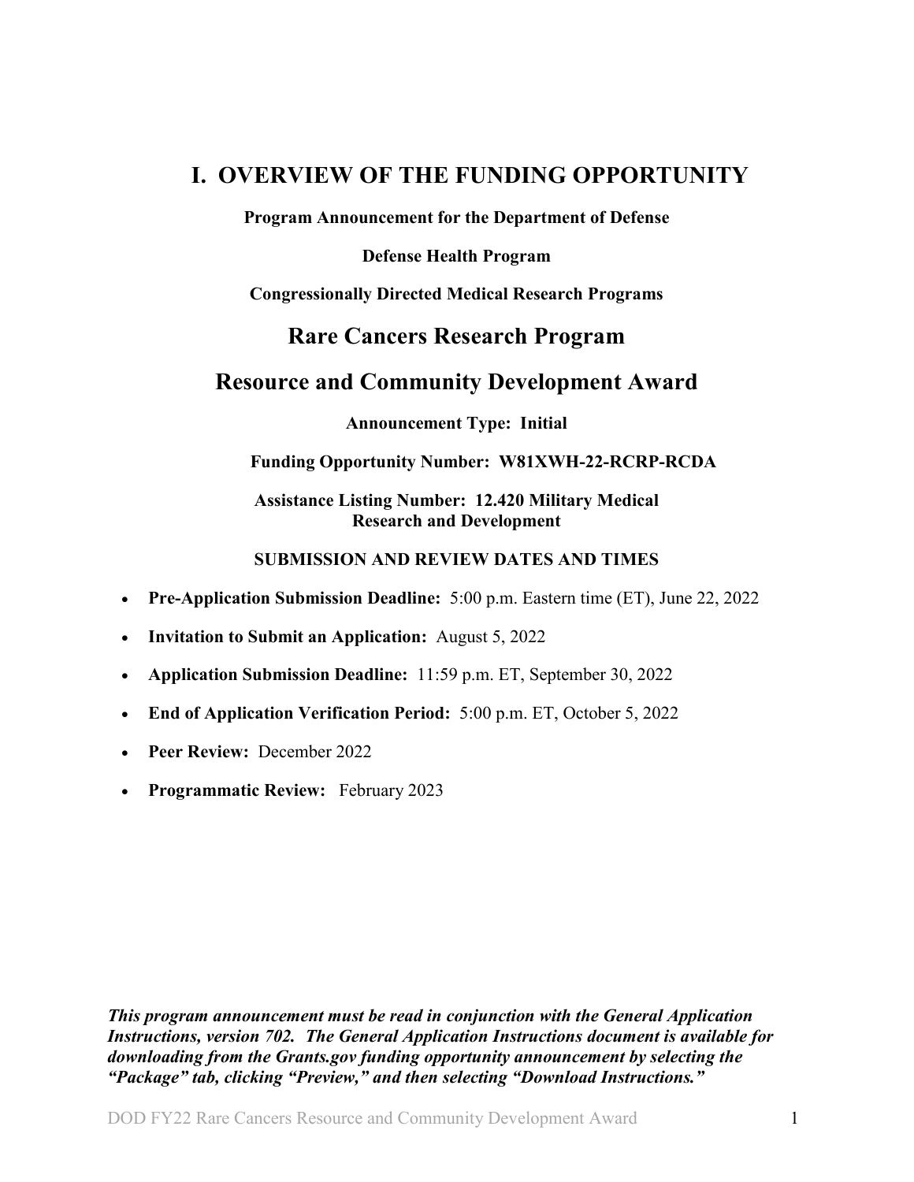# I. OVERVIEW OF THE FUNDING OPPORTUNITY

**Program Announcement for the Department of Defense**

**Defense Health Program**

**Congressionally Directed Medical Research Programs**

## Rare Cancers Research Program

## Resource and Community Development Award

**Announcement Type: Initial**

**Funding Opportunity Number: W81XWH-22-RCRP-RCDA**

**Assistance Listing Number: 12.420 Military Medical Research and Development**

**SUBMISSION AND REVIEW DATES AND TIMES**

- **Pre-Application Submission Deadline:** 5:00 p.m. Eastern time (ET), June 22, 2022
- **Invitation to Submit an Application:** August 5, 2022
- **Application Submission Deadline:** 11:59 p.m. ET, September 30, 2022
- **End of Application Verification Period:** 5:00 p.m. ET, October 5, 2022
- **Peer Review:** December 2022
- **Programmatic Review:** February 2023

***This program announcement must be read in conjunction with the General Application Instructions, version 702. The General Application Instructions document is available for downloading from the Grants.gov funding opportunity announcement by selecting the "Package" tab, clicking "Preview," and then selecting "Download Instructions."***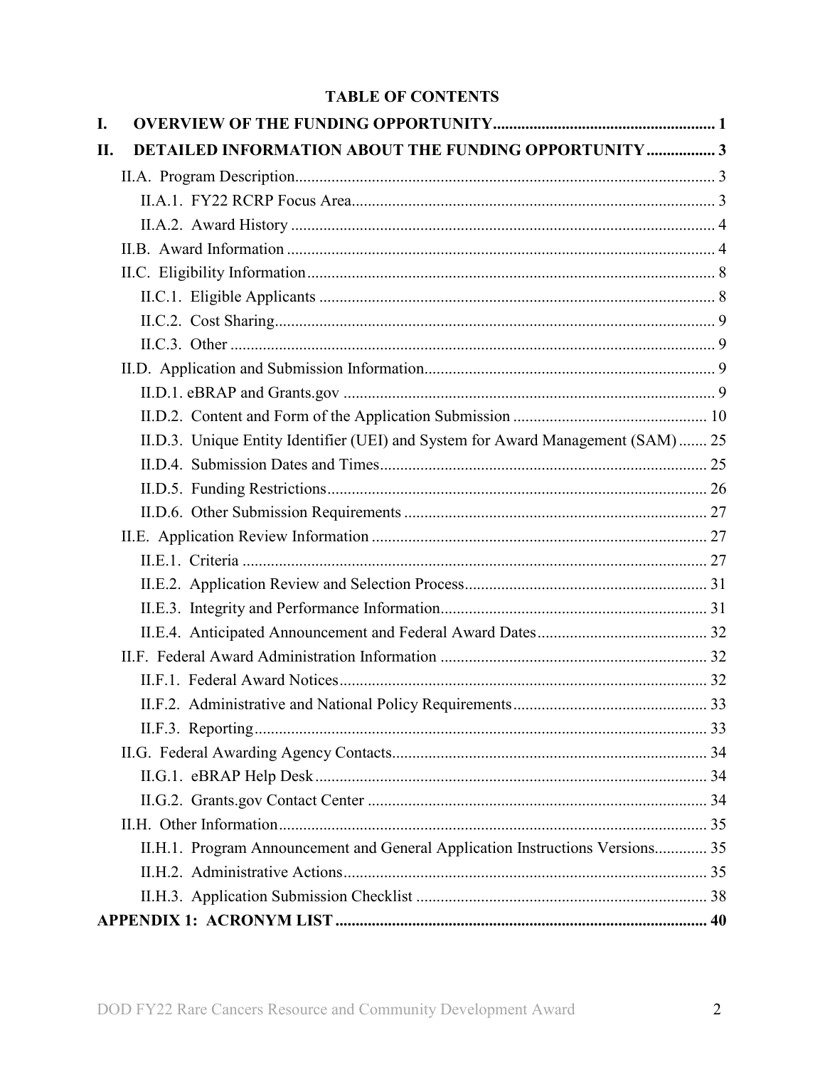# TABLE OF CONTENTS

**I. OVERVIEW OF THE FUNDING OPPORTUNITY ........................................................ 1**

**II. DETAILED INFORMATION ABOUT THE FUNDING OPPORTUNITY ................. 3**

- II.A. Program Description........................................................................................... 3
  - II.A.1. FY22 RCRP Focus Area........................................................................... 3
  - II.A.2. Award History ........................................................................................... 4
- II.B. Award Information ............................................................................................. 4
- II.C. Eligibility Information........................................................................................ 8
  - II.C.1. Eligible Applicants ................................................................................... 8
  - II.C.2. Cost Sharing.............................................................................................. 9
  - II.C.3. Other ......................................................................................................... 9
- II.D. Application and Submission Information.......................................................... 9
  - II.D.1. eBRAP and Grants.gov ............................................................................ 9
  - II.D.2. Content and Form of the Application Submission ................................ 10
  - II.D.3. Unique Entity Identifier (UEI) and System for Award Management (SAM) ....... 25
  - II.D.4. Submission Dates and Times.................................................................. 25
  - II.D.5. Funding Restrictions............................................................................... 26
  - II.D.6. Other Submission Requirements ........................................................... 27
- II.E. Application Review Information ..................................................................... 27
  - II.E.1. Criteria .................................................................................................... 27
  - II.E.2. Application Review and Selection Process............................................ 31
  - II.E.3. Integrity and Performance Information.................................................. 31
  - II.E.4. Anticipated Announcement and Federal Award Dates.......................... 32
- II.F. Federal Award Administration Information .................................................... 32
  - II.F.1. Federal Award Notices........................................................................... 32
  - II.F.2. Administrative and National Policy Requirements................................ 33
  - II.F.3. Reporting................................................................................................ 33
- II.G. Federal Awarding Agency Contacts............................................................... 34
  - II.G.1. eBRAP Help Desk ................................................................................. 34
  - II.G.2. Grants.gov Contact Center .................................................................... 34
- II.H. Other Information............................................................................................ 35
  - II.H.1. Program Announcement and General Application Instructions Versions............. 35
  - II.H.2. Administrative Actions.......................................................................... 35
  - II.H.3. Application Submission Checklist ........................................................ 38

**APPENDIX 1: ACRONYM LIST ............................................................................. 40**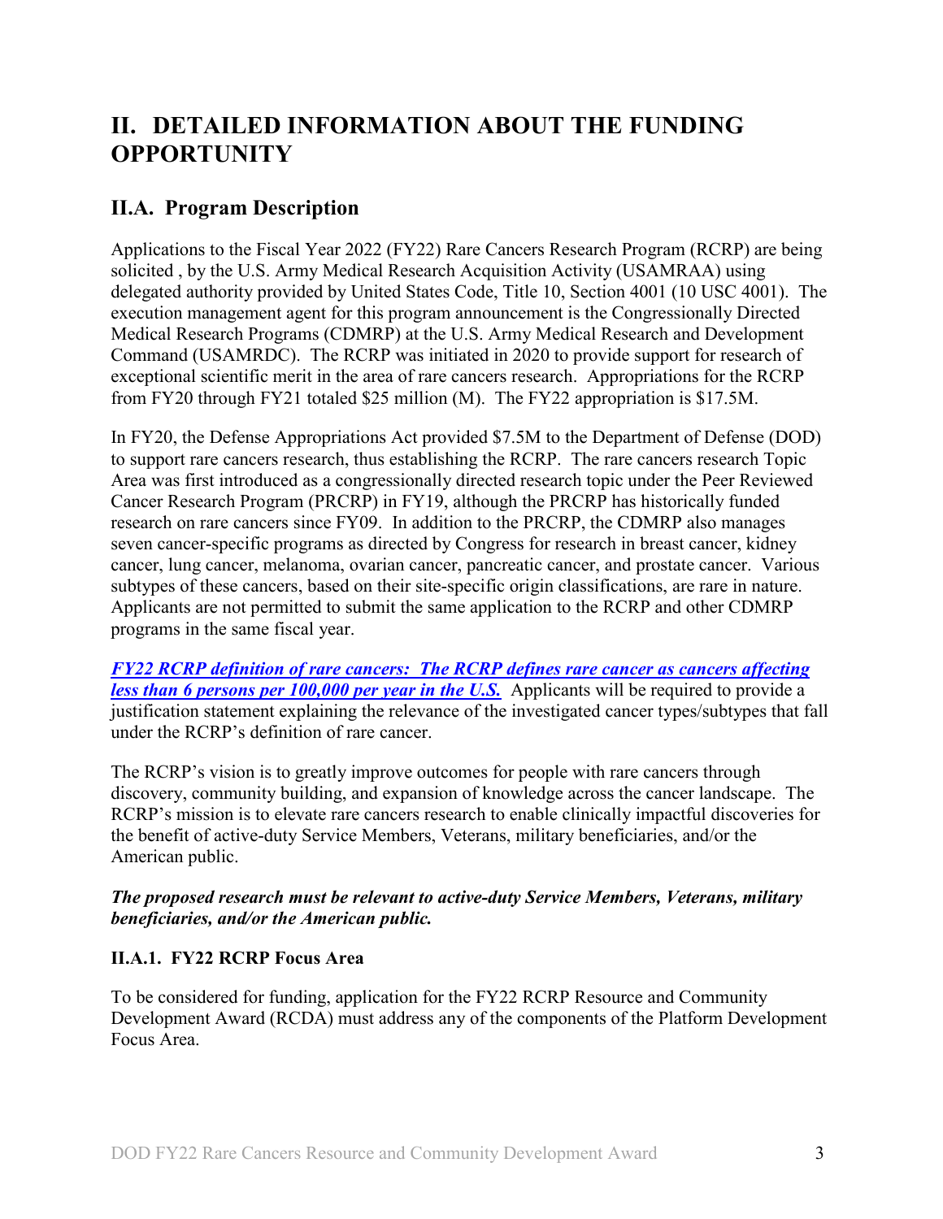# II. DETAILED INFORMATION ABOUT THE FUNDING OPPORTUNITY

## II.A. Program Description

Applications to the Fiscal Year 2022 (FY22) Rare Cancers Research Program (RCRP) are being solicited , by the U.S. Army Medical Research Acquisition Activity (USAMRAA) using delegated authority provided by United States Code, Title 10, Section 4001 (10 USC 4001). The execution management agent for this program announcement is the Congressionally Directed Medical Research Programs (CDMRP) at the U.S. Army Medical Research and Development Command (USAMRDC). The RCRP was initiated in 2020 to provide support for research of exceptional scientific merit in the area of rare cancers research. Appropriations for the RCRP from FY20 through FY21 totaled $25 million (M). The FY22 appropriation is $17.5M.

In FY20, the Defense Appropriations Act provided $7.5M to the Department of Defense (DOD) to support rare cancers research, thus establishing the RCRP. The rare cancers research Topic Area was first introduced as a congressionally directed research topic under the Peer Reviewed Cancer Research Program (PRCRP) in FY19, although the PRCRP has historically funded research on rare cancers since FY09. In addition to the PRCRP, the CDMRP also manages seven cancer-specific programs as directed by Congress for research in breast cancer, kidney cancer, lung cancer, melanoma, ovarian cancer, pancreatic cancer, and prostate cancer. Various subtypes of these cancers, based on their site-specific origin classifications, are rare in nature. Applicants are not permitted to submit the same application to the RCRP and other CDMRP programs in the same fiscal year.

***FY22 RCRP definition of rare cancers: The RCRP defines rare cancer as cancers affecting less than 6 persons per 100,000 per year in the U.S.*** Applicants will be required to provide a justification statement explaining the relevance of the investigated cancer types/subtypes that fall under the RCRP's definition of rare cancer.

The RCRP's vision is to greatly improve outcomes for people with rare cancers through discovery, community building, and expansion of knowledge across the cancer landscape. The RCRP's mission is to elevate rare cancers research to enable clinically impactful discoveries for the benefit of active-duty Service Members, Veterans, military beneficiaries, and/or the American public.

***The proposed research must be relevant to active-duty Service Members, Veterans, military beneficiaries, and/or the American public.***

### II.A.1. FY22 RCRP Focus Area

To be considered for funding, application for the FY22 RCRP Resource and Community Development Award (RCDA) must address any of the components of the Platform Development Focus Area.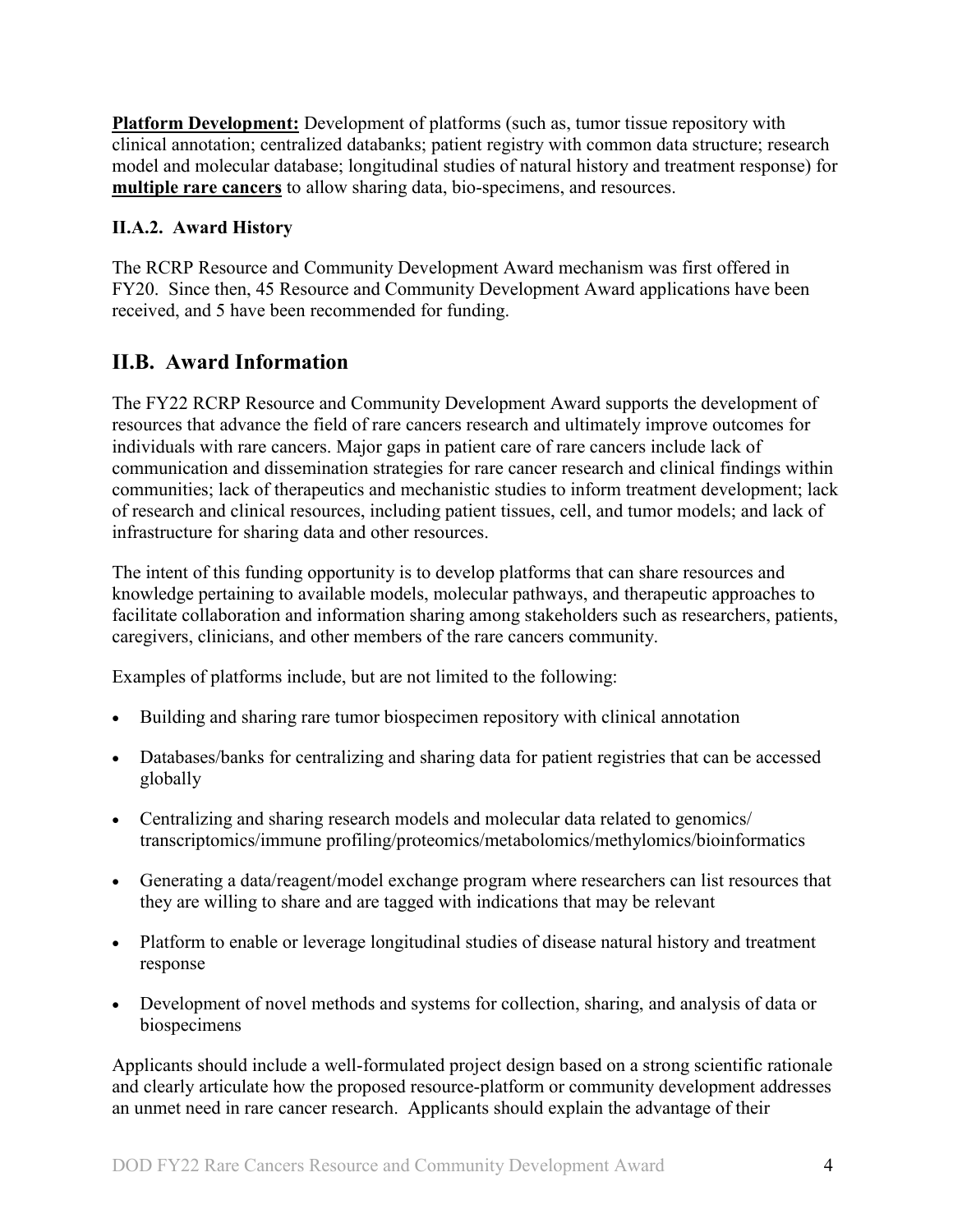**Platform Development:** Development of platforms (such as, tumor tissue repository with clinical annotation; centralized databanks; patient registry with common data structure; research model and molecular database; longitudinal studies of natural history and treatment response) for **multiple rare cancers** to allow sharing data, bio-specimens, and resources.

### II.A.2. Award History

The RCRP Resource and Community Development Award mechanism was first offered in FY20. Since then, 45 Resource and Community Development Award applications have been received, and 5 have been recommended for funding.

## II.B. Award Information

The FY22 RCRP Resource and Community Development Award supports the development of resources that advance the field of rare cancers research and ultimately improve outcomes for individuals with rare cancers. Major gaps in patient care of rare cancers include lack of communication and dissemination strategies for rare cancer research and clinical findings within communities; lack of therapeutics and mechanistic studies to inform treatment development; lack of research and clinical resources, including patient tissues, cell, and tumor models; and lack of infrastructure for sharing data and other resources.

The intent of this funding opportunity is to develop platforms that can share resources and knowledge pertaining to available models, molecular pathways, and therapeutic approaches to facilitate collaboration and information sharing among stakeholders such as researchers, patients, caregivers, clinicians, and other members of the rare cancers community.

Examples of platforms include, but are not limited to the following:

- Building and sharing rare tumor biospecimen repository with clinical annotation
- Databases/banks for centralizing and sharing data for patient registries that can be accessed globally
- Centralizing and sharing research models and molecular data related to genomics/ transcriptomics/immune profiling/proteomics/metabolomics/methylomics/bioinformatics
- Generating a data/reagent/model exchange program where researchers can list resources that they are willing to share and are tagged with indications that may be relevant
- Platform to enable or leverage longitudinal studies of disease natural history and treatment response
- Development of novel methods and systems for collection, sharing, and analysis of data or biospecimens

Applicants should include a well-formulated project design based on a strong scientific rationale and clearly articulate how the proposed resource-platform or community development addresses an unmet need in rare cancer research. Applicants should explain the advantage of their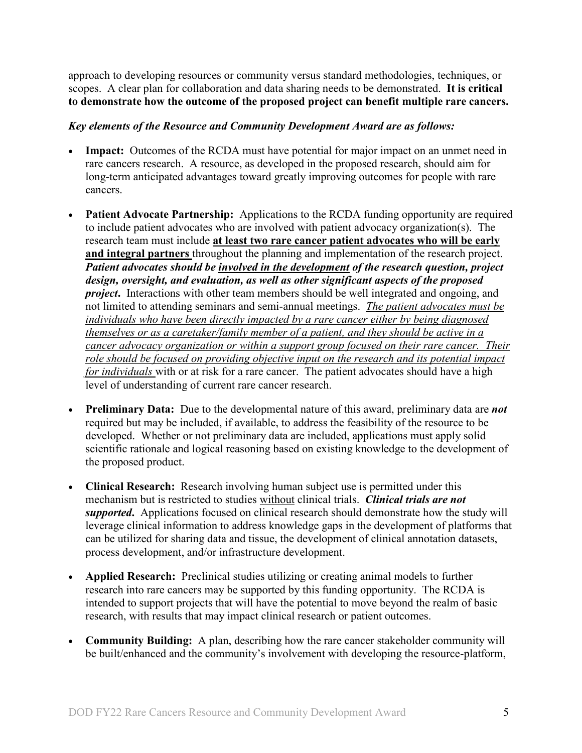approach to developing resources or community versus standard methodologies, techniques, or scopes. A clear plan for collaboration and data sharing needs to be demonstrated. **It is critical to demonstrate how the outcome of the proposed project can benefit multiple rare cancers.**

***Key elements of the Resource and Community Development Award are as follows:***

- **Impact:** Outcomes of the RCDA must have potential for major impact on an unmet need in rare cancers research. A resource, as developed in the proposed research, should aim for long-term anticipated advantages toward greatly improving outcomes for people with rare cancers.
- **Patient Advocate Partnership:** Applications to the RCDA funding opportunity are required to include patient advocates who are involved with patient advocacy organization(s). The research team must include **<u>at least two rare cancer patient advocates who will be early and integral partners</u>** throughout the planning and implementation of the research project. ***Patient advocates should be <u>involved in the development</u> of the research question, project design, oversight, and evaluation, as well as other significant aspects of the proposed project*.** Interactions with other team members should be well integrated and ongoing, and not limited to attending seminars and semi-annual meetings. *<u>The patient advocates must be individuals who have been directly impacted by a rare cancer either by being diagnosed themselves or as a caretaker/family member of a patient, and they should be active in a cancer advocacy organization or within a support group focused on their rare cancer. Their role should be focused on providing objective input on the research and its potential impact for individuals</u>* with or at risk for a rare cancer. The patient advocates should have a high level of understanding of current rare cancer research.
- **Preliminary Data:** Due to the developmental nature of this award, preliminary data are ***not*** required but may be included, if available, to address the feasibility of the resource to be developed. Whether or not preliminary data are included, applications must apply solid scientific rationale and logical reasoning based on existing knowledge to the development of the proposed product.
- **Clinical Research:** Research involving human subject use is permitted under this mechanism but is restricted to studies <u>without</u> clinical trials. ***Clinical trials are not supported*.** Applications focused on clinical research should demonstrate how the study will leverage clinical information to address knowledge gaps in the development of platforms that can be utilized for sharing data and tissue, the development of clinical annotation datasets, process development, and/or infrastructure development.
- **Applied Research:** Preclinical studies utilizing or creating animal models to further research into rare cancers may be supported by this funding opportunity. The RCDA is intended to support projects that will have the potential to move beyond the realm of basic research, with results that may impact clinical research or patient outcomes.
- **Community Building:** A plan, describing how the rare cancer stakeholder community will be built/enhanced and the community's involvement with developing the resource-platform,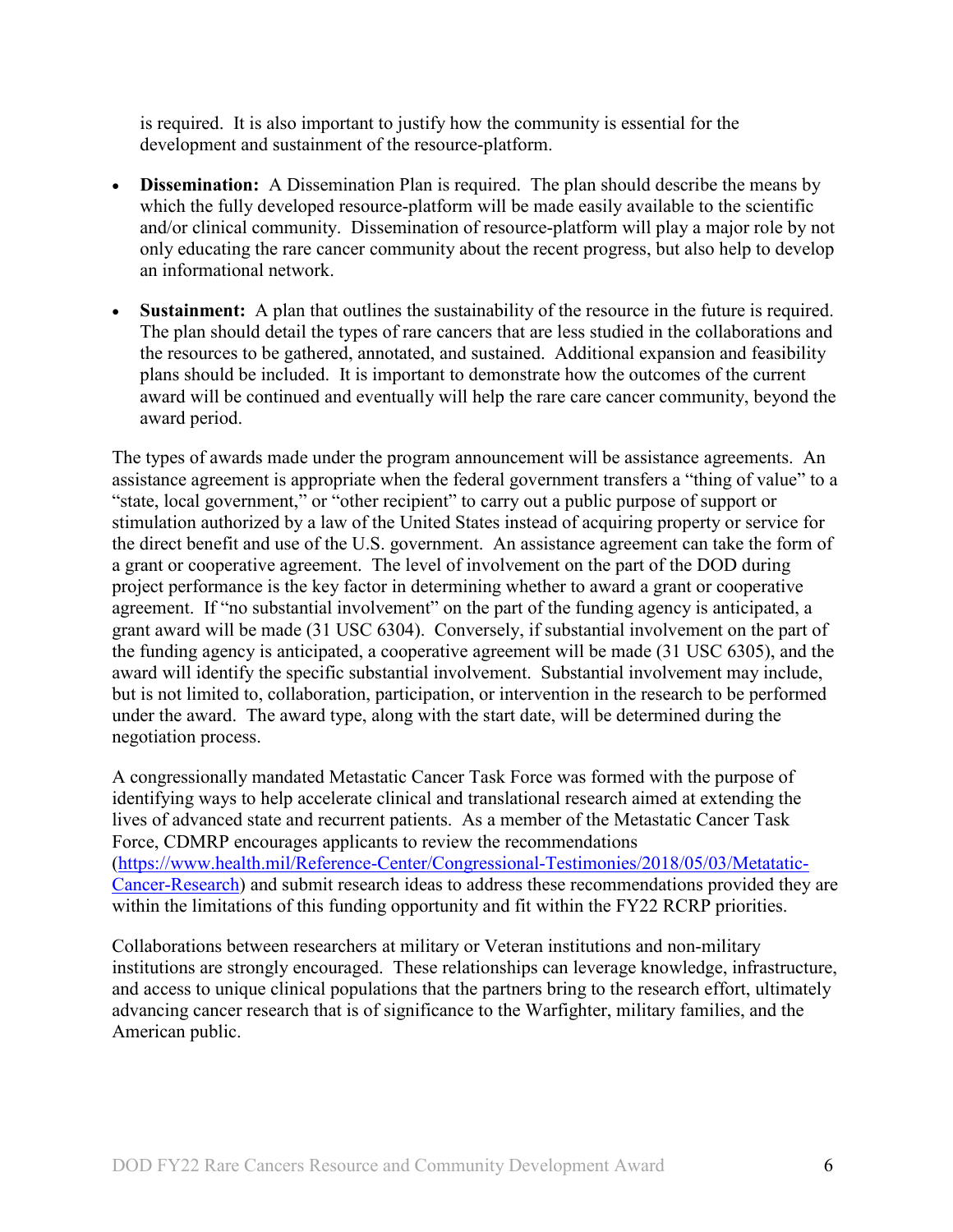is required. It is also important to justify how the community is essential for the development and sustainment of the resource-platform.

- **Dissemination:** A Dissemination Plan is required. The plan should describe the means by which the fully developed resource-platform will be made easily available to the scientific and/or clinical community. Dissemination of resource-platform will play a major role by not only educating the rare cancer community about the recent progress, but also help to develop an informational network.
- **Sustainment:** A plan that outlines the sustainability of the resource in the future is required. The plan should detail the types of rare cancers that are less studied in the collaborations and the resources to be gathered, annotated, and sustained. Additional expansion and feasibility plans should be included. It is important to demonstrate how the outcomes of the current award will be continued and eventually will help the rare care cancer community, beyond the award period.

The types of awards made under the program announcement will be assistance agreements. An assistance agreement is appropriate when the federal government transfers a "thing of value" to a "state, local government," or "other recipient" to carry out a public purpose of support or stimulation authorized by a law of the United States instead of acquiring property or service for the direct benefit and use of the U.S. government. An assistance agreement can take the form of a grant or cooperative agreement. The level of involvement on the part of the DOD during project performance is the key factor in determining whether to award a grant or cooperative agreement. If "no substantial involvement" on the part of the funding agency is anticipated, a grant award will be made (31 USC 6304). Conversely, if substantial involvement on the part of the funding agency is anticipated, a cooperative agreement will be made (31 USC 6305), and the award will identify the specific substantial involvement. Substantial involvement may include, but is not limited to, collaboration, participation, or intervention in the research to be performed under the award. The award type, along with the start date, will be determined during the negotiation process.

A congressionally mandated Metastatic Cancer Task Force was formed with the purpose of identifying ways to help accelerate clinical and translational research aimed at extending the lives of advanced state and recurrent patients. As a member of the Metastatic Cancer Task Force, CDMRP encourages applicants to review the recommendations (https://www.health.mil/Reference-Center/Congressional-Testimonies/2018/05/03/Metatatic-Cancer-Research) and submit research ideas to address these recommendations provided they are within the limitations of this funding opportunity and fit within the FY22 RCRP priorities.

Collaborations between researchers at military or Veteran institutions and non-military institutions are strongly encouraged. These relationships can leverage knowledge, infrastructure, and access to unique clinical populations that the partners bring to the research effort, ultimately advancing cancer research that is of significance to the Warfighter, military families, and the American public.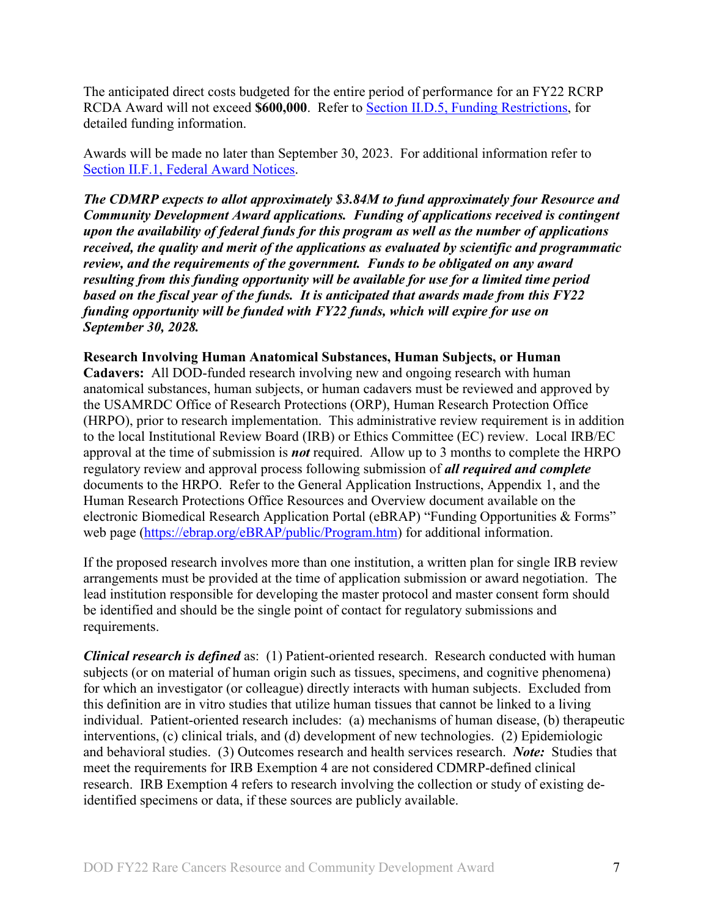The anticipated direct costs budgeted for the entire period of performance for an FY22 RCRP RCDA Award will not exceed **$600,000**. Refer to [Section II.D.5, Funding Restrictions](#), for detailed funding information.

Awards will be made no later than September 30, 2023. For additional information refer to [Section II.F.1, Federal Award Notices](#).

***The CDMRP expects to allot approximately $3.84M to fund approximately four Resource and Community Development Award applications. Funding of applications received is contingent upon the availability of federal funds for this program as well as the number of applications received, the quality and merit of the applications as evaluated by scientific and programmatic review, and the requirements of the government. Funds to be obligated on any award resulting from this funding opportunity will be available for use for a limited time period based on the fiscal year of the funds. It is anticipated that awards made from this FY22 funding opportunity will be funded with FY22 funds, which will expire for use on September 30, 2028.***

**Research Involving Human Anatomical Substances, Human Subjects, or Human Cadavers:** All DOD-funded research involving new and ongoing research with human anatomical substances, human subjects, or human cadavers must be reviewed and approved by the USAMRDC Office of Research Protections (ORP), Human Research Protection Office (HRPO), prior to research implementation. This administrative review requirement is in addition to the local Institutional Review Board (IRB) or Ethics Committee (EC) review. Local IRB/EC approval at the time of submission is ***not*** required. Allow up to 3 months to complete the HRPO regulatory review and approval process following submission of ***all required and complete*** documents to the HRPO. Refer to the General Application Instructions, Appendix 1, and the Human Research Protections Office Resources and Overview document available on the electronic Biomedical Research Application Portal (eBRAP) "Funding Opportunities & Forms" web page ([https://ebrap.org/eBRAP/public/Program.htm](https://ebrap.org/eBRAP/public/Program.htm)) for additional information.

If the proposed research involves more than one institution, a written plan for single IRB review arrangements must be provided at the time of application submission or award negotiation. The lead institution responsible for developing the master protocol and master consent form should be identified and should be the single point of contact for regulatory submissions and requirements.

***Clinical research is defined*** as: (1) Patient-oriented research. Research conducted with human subjects (or on material of human origin such as tissues, specimens, and cognitive phenomena) for which an investigator (or colleague) directly interacts with human subjects. Excluded from this definition are in vitro studies that utilize human tissues that cannot be linked to a living individual. Patient-oriented research includes: (a) mechanisms of human disease, (b) therapeutic interventions, (c) clinical trials, and (d) development of new technologies. (2) Epidemiologic and behavioral studies. (3) Outcomes research and health services research. ***Note:*** Studies that meet the requirements for IRB Exemption 4 are not considered CDMRP-defined clinical research. IRB Exemption 4 refers to research involving the collection or study of existing de-identified specimens or data, if these sources are publicly available.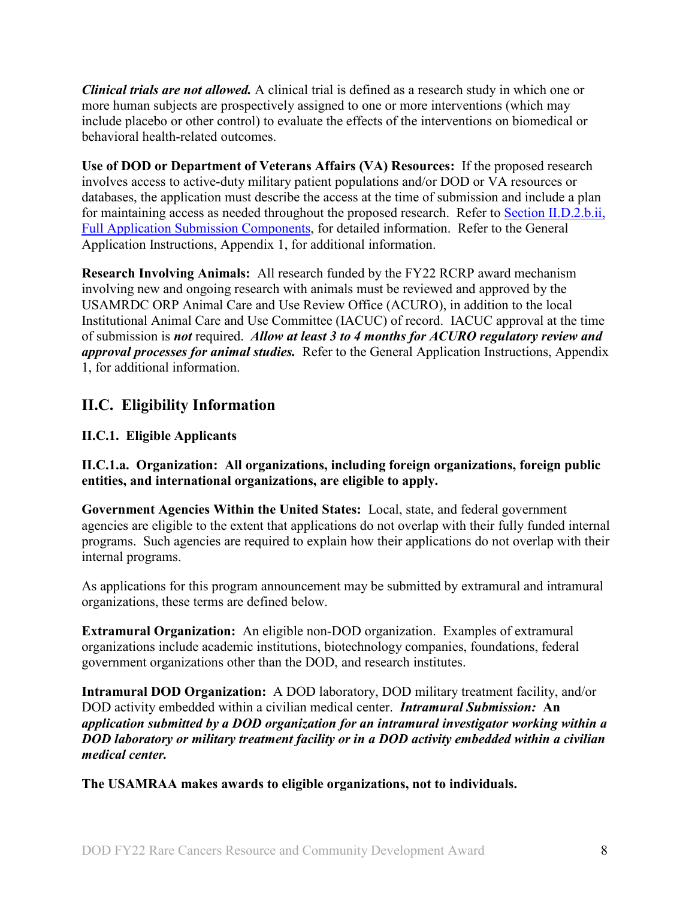***Clinical trials are not allowed.*** A clinical trial is defined as a research study in which one or more human subjects are prospectively assigned to one or more interventions (which may include placebo or other control) to evaluate the effects of the interventions on biomedical or behavioral health-related outcomes.

**Use of DOD or Department of Veterans Affairs (VA) Resources:** If the proposed research involves access to active-duty military patient populations and/or DOD or VA resources or databases, the application must describe the access at the time of submission and include a plan for maintaining access as needed throughout the proposed research. Refer to Section II.D.2.b.ii, Full Application Submission Components, for detailed information. Refer to the General Application Instructions, Appendix 1, for additional information.

**Research Involving Animals:** All research funded by the FY22 RCRP award mechanism involving new and ongoing research with animals must be reviewed and approved by the USAMRDC ORP Animal Care and Use Review Office (ACURO), in addition to the local Institutional Animal Care and Use Committee (IACUC) of record. IACUC approval at the time of submission is ***not*** required. ***Allow at least 3 to 4 months for ACURO regulatory review and approval processes for animal studies.*** Refer to the General Application Instructions, Appendix 1, for additional information.

## II.C. Eligibility Information

### II.C.1. Eligible Applicants

#### II.C.1.a. Organization: All organizations, including foreign organizations, foreign public entities, and international organizations, are eligible to apply.

**Government Agencies Within the United States:** Local, state, and federal government agencies are eligible to the extent that applications do not overlap with their fully funded internal programs. Such agencies are required to explain how their applications do not overlap with their internal programs.

As applications for this program announcement may be submitted by extramural and intramural organizations, these terms are defined below.

**Extramural Organization:** An eligible non-DOD organization. Examples of extramural organizations include academic institutions, biotechnology companies, foundations, federal government organizations other than the DOD, and research institutes.

**Intramural DOD Organization:** A DOD laboratory, DOD military treatment facility, and/or DOD activity embedded within a civilian medical center. ***Intramural Submission:* An *application submitted by a DOD organization for an intramural investigator working within a DOD laboratory or military treatment facility or in a DOD activity embedded within a civilian medical center.***

**The USAMRAA makes awards to eligible organizations, not to individuals.**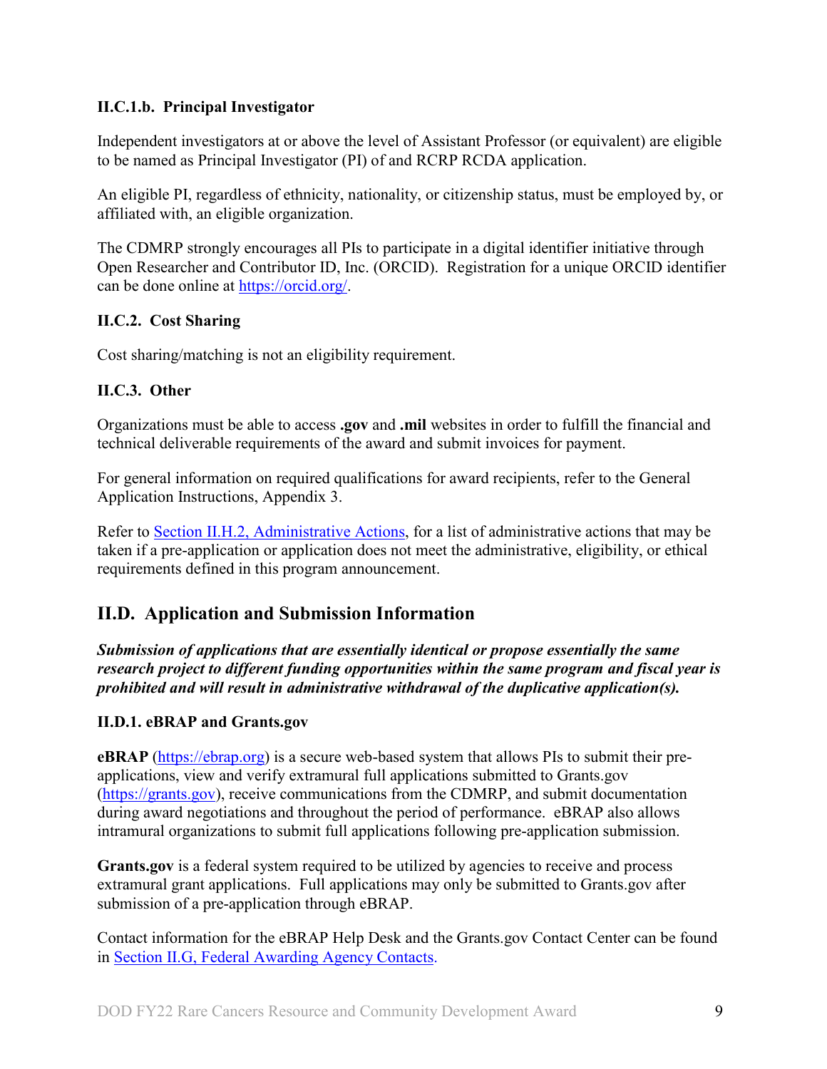#### II.C.1.b. Principal Investigator

Independent investigators at or above the level of Assistant Professor (or equivalent) are eligible to be named as Principal Investigator (PI) of and RCRP RCDA application.

An eligible PI, regardless of ethnicity, nationality, or citizenship status, must be employed by, or affiliated with, an eligible organization.

The CDMRP strongly encourages all PIs to participate in a digital identifier initiative through Open Researcher and Contributor ID, Inc. (ORCID). Registration for a unique ORCID identifier can be done online at [https://orcid.org/](https://orcid.org/).

### II.C.2. Cost Sharing

Cost sharing/matching is not an eligibility requirement.

### II.C.3. Other

Organizations must be able to access **.gov** and **.mil** websites in order to fulfill the financial and technical deliverable requirements of the award and submit invoices for payment.

For general information on required qualifications for award recipients, refer to the General Application Instructions, Appendix 3.

Refer to [Section II.H.2, Administrative Actions](#), for a list of administrative actions that may be taken if a pre-application or application does not meet the administrative, eligibility, or ethical requirements defined in this program announcement.

## II.D. Application and Submission Information

***Submission of applications that are essentially identical or propose essentially the same research project to different funding opportunities within the same program and fiscal year is prohibited and will result in administrative withdrawal of the duplicative application(s).***

### II.D.1. eBRAP and Grants.gov

**eBRAP** ([https://ebrap.org](https://ebrap.org)) is a secure web-based system that allows PIs to submit their pre-applications, view and verify extramural full applications submitted to Grants.gov ([https://grants.gov](https://grants.gov)), receive communications from the CDMRP, and submit documentation during award negotiations and throughout the period of performance. eBRAP also allows intramural organizations to submit full applications following pre-application submission.

**Grants.gov** is a federal system required to be utilized by agencies to receive and process extramural grant applications. Full applications may only be submitted to Grants.gov after submission of a pre-application through eBRAP.

Contact information for the eBRAP Help Desk and the Grants.gov Contact Center can be found in [Section II.G, Federal Awarding Agency Contacts](#).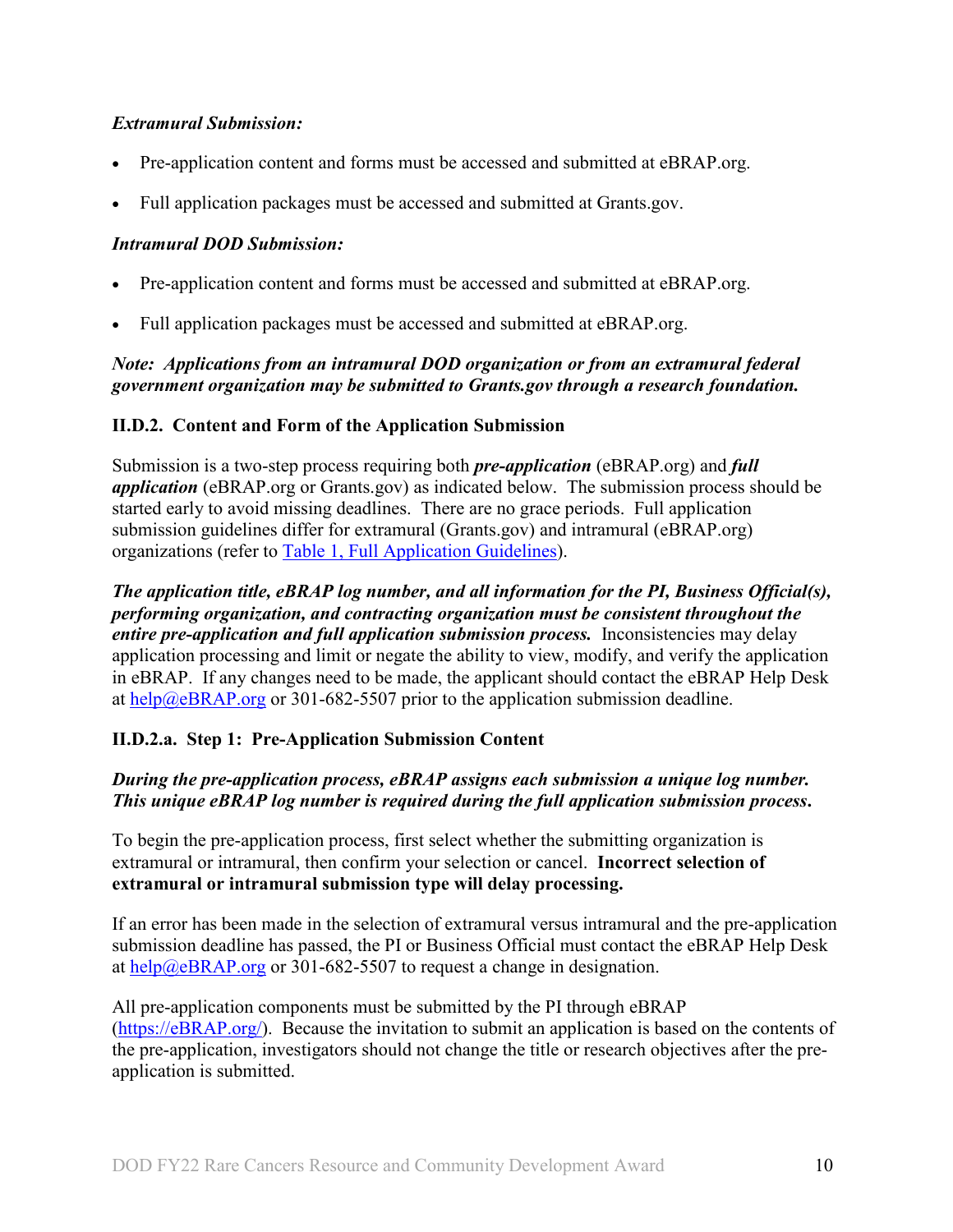***Extramural Submission:***

- Pre-application content and forms must be accessed and submitted at eBRAP.org.
- Full application packages must be accessed and submitted at Grants.gov.

***Intramural DOD Submission:***

- Pre-application content and forms must be accessed and submitted at eBRAP.org.
- Full application packages must be accessed and submitted at eBRAP.org.

***Note: Applications from an intramural DOD organization or from an extramural federal government organization may be submitted to Grants.gov through a research foundation.***

### II.D.2. Content and Form of the Application Submission

Submission is a two-step process requiring both ***pre-application*** (eBRAP.org) and ***full application*** (eBRAP.org or Grants.gov) as indicated below. The submission process should be started early to avoid missing deadlines. There are no grace periods. Full application submission guidelines differ for extramural (Grants.gov) and intramural (eBRAP.org) organizations (refer to [Table 1, Full Application Guidelines](#)).

***The application title, eBRAP log number, and all information for the PI, Business Official(s), performing organization, and contracting organization must be consistent throughout the entire pre-application and full application submission process.*** Inconsistencies may delay application processing and limit or negate the ability to view, modify, and verify the application in eBRAP. If any changes need to be made, the applicant should contact the eBRAP Help Desk at [help@eBRAP.org](mailto:help@eBRAP.org) or 301-682-5507 prior to the application submission deadline.

#### II.D.2.a. Step 1: Pre-Application Submission Content

***During the pre-application process, eBRAP assigns each submission a unique log number. This unique eBRAP log number is required during the full application submission process.***

To begin the pre-application process, first select whether the submitting organization is extramural or intramural, then confirm your selection or cancel. **Incorrect selection of extramural or intramural submission type will delay processing.**

If an error has been made in the selection of extramural versus intramural and the pre-application submission deadline has passed, the PI or Business Official must contact the eBRAP Help Desk at [help@eBRAP.org](mailto:help@eBRAP.org) or 301-682-5507 to request a change in designation.

All pre-application components must be submitted by the PI through eBRAP ([https://eBRAP.org/](https://eBRAP.org/)). Because the invitation to submit an application is based on the contents of the pre-application, investigators should not change the title or research objectives after the pre-application is submitted.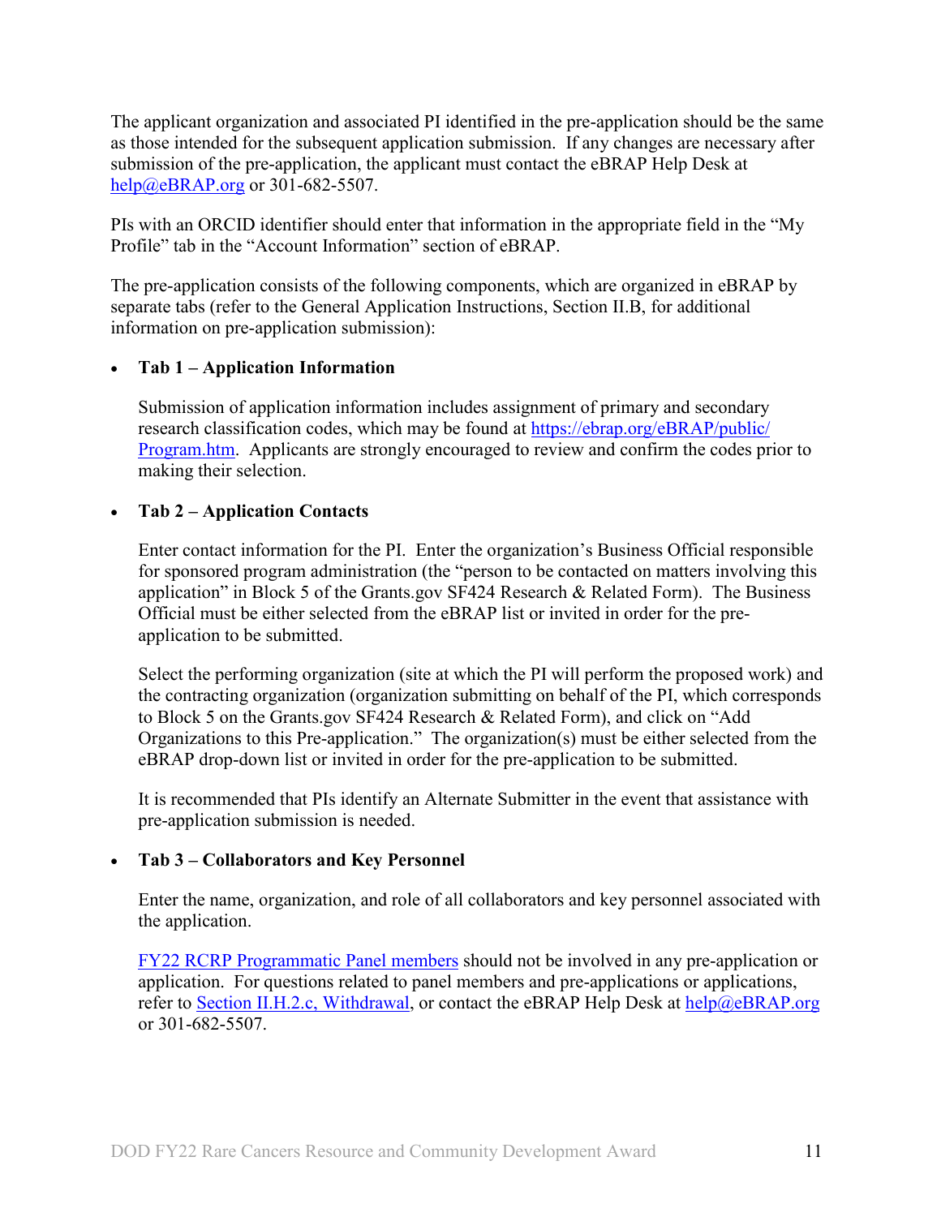The applicant organization and associated PI identified in the pre-application should be the same as those intended for the subsequent application submission. If any changes are necessary after submission of the pre-application, the applicant must contact the eBRAP Help Desk at help@eBRAP.org or 301-682-5507.

PIs with an ORCID identifier should enter that information in the appropriate field in the "My Profile" tab in the "Account Information" section of eBRAP.

The pre-application consists of the following components, which are organized in eBRAP by separate tabs (refer to the General Application Instructions, Section II.B, for additional information on pre-application submission):

- **Tab 1 – Application Information**

  Submission of application information includes assignment of primary and secondary research classification codes, which may be found at https://ebrap.org/eBRAP/public/Program.htm. Applicants are strongly encouraged to review and confirm the codes prior to making their selection.

- **Tab 2 – Application Contacts**

  Enter contact information for the PI. Enter the organization's Business Official responsible for sponsored program administration (the "person to be contacted on matters involving this application" in Block 5 of the Grants.gov SF424 Research & Related Form). The Business Official must be either selected from the eBRAP list or invited in order for the pre-application to be submitted.

  Select the performing organization (site at which the PI will perform the proposed work) and the contracting organization (organization submitting on behalf of the PI, which corresponds to Block 5 on the Grants.gov SF424 Research & Related Form), and click on "Add Organizations to this Pre-application." The organization(s) must be either selected from the eBRAP drop-down list or invited in order for the pre-application to be submitted.

  It is recommended that PIs identify an Alternate Submitter in the event that assistance with pre-application submission is needed.

- **Tab 3 – Collaborators and Key Personnel**

  Enter the name, organization, and role of all collaborators and key personnel associated with the application.

  FY22 RCRP Programmatic Panel members should not be involved in any pre-application or application. For questions related to panel members and pre-applications or applications, refer to Section II.H.2.c, Withdrawal, or contact the eBRAP Help Desk at help@eBRAP.org or 301-682-5507.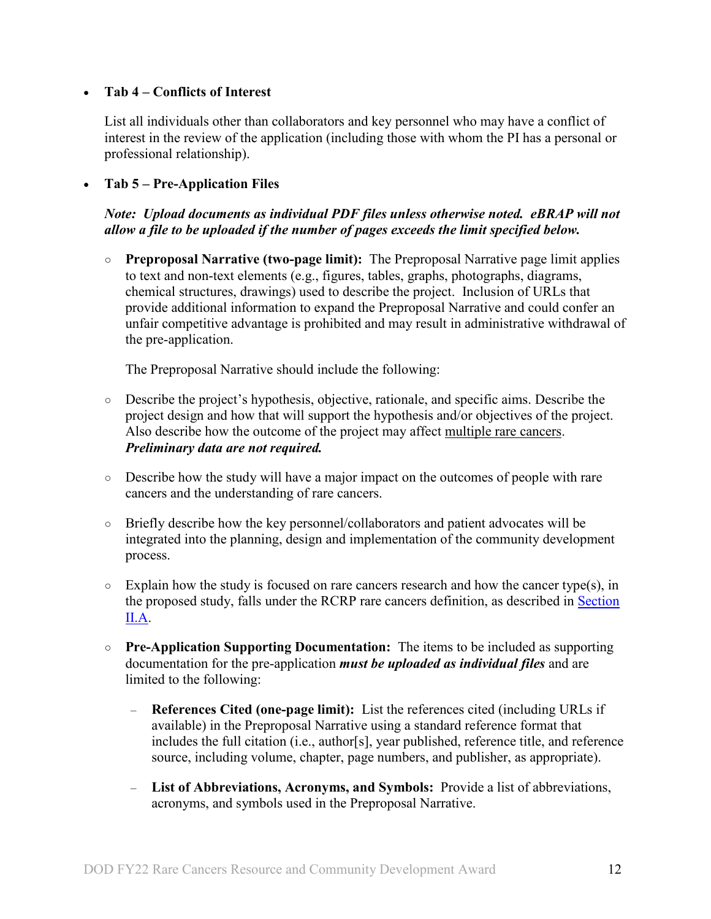- **Tab 4 – Conflicts of Interest**

  List all individuals other than collaborators and key personnel who may have a conflict of interest in the review of the application (including those with whom the PI has a personal or professional relationship).

- **Tab 5 – Pre-Application Files**

  ***Note: Upload documents as individual PDF files unless otherwise noted. eBRAP will not allow a file to be uploaded if the number of pages exceeds the limit specified below.***

  - **Preproposal Narrative (two-page limit):** The Preproposal Narrative page limit applies to text and non-text elements (e.g., figures, tables, graphs, photographs, diagrams, chemical structures, drawings) used to describe the project. Inclusion of URLs that provide additional information to expand the Preproposal Narrative and could confer an unfair competitive advantage is prohibited and may result in administrative withdrawal of the pre-application.

    The Preproposal Narrative should include the following:

  - Describe the project's hypothesis, objective, rationale, and specific aims. Describe the project design and how that will support the hypothesis and/or objectives of the project. Also describe how the outcome of the project may affect multiple rare cancers. ***Preliminary data are not required.***

  - Describe how the study will have a major impact on the outcomes of people with rare cancers and the understanding of rare cancers.

  - Briefly describe how the key personnel/collaborators and patient advocates will be integrated into the planning, design and implementation of the community development process.

  - Explain how the study is focused on rare cancers research and how the cancer type(s), in the proposed study, falls under the RCRP rare cancers definition, as described in Section II.A.

  - **Pre-Application Supporting Documentation:** The items to be included as supporting documentation for the pre-application ***must be uploaded as individual files*** and are limited to the following:

    - **References Cited (one-page limit):** List the references cited (including URLs if available) in the Preproposal Narrative using a standard reference format that includes the full citation (i.e., author[s], year published, reference title, and reference source, including volume, chapter, page numbers, and publisher, as appropriate).

    - **List of Abbreviations, Acronyms, and Symbols:** Provide a list of abbreviations, acronyms, and symbols used in the Preproposal Narrative.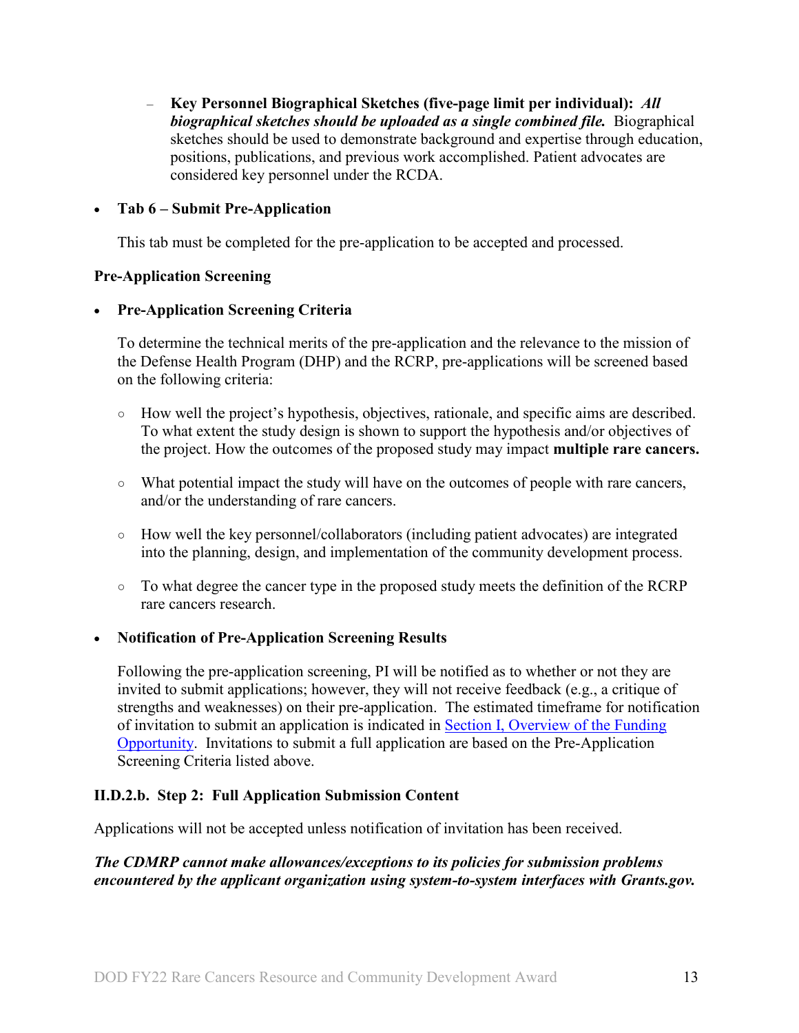- **Key Personnel Biographical Sketches (five-page limit per individual):** ***All biographical sketches should be uploaded as a single combined file.*** Biographical sketches should be used to demonstrate background and expertise through education, positions, publications, and previous work accomplished. Patient advocates are considered key personnel under the RCDA.

- **Tab 6 – Submit Pre-Application**

  This tab must be completed for the pre-application to be accepted and processed.

**Pre-Application Screening**

- **Pre-Application Screening Criteria**

  To determine the technical merits of the pre-application and the relevance to the mission of the Defense Health Program (DHP) and the RCRP, pre-applications will be screened based on the following criteria:

  - How well the project's hypothesis, objectives, rationale, and specific aims are described. To what extent the study design is shown to support the hypothesis and/or objectives of the project. How the outcomes of the proposed study may impact **multiple rare cancers.**

  - What potential impact the study will have on the outcomes of people with rare cancers, and/or the understanding of rare cancers.

  - How well the key personnel/collaborators (including patient advocates) are integrated into the planning, design, and implementation of the community development process.

  - To what degree the cancer type in the proposed study meets the definition of the RCRP rare cancers research.

- **Notification of Pre-Application Screening Results**

  Following the pre-application screening, PI will be notified as to whether or not they are invited to submit applications; however, they will not receive feedback (e.g., a critique of strengths and weaknesses) on their pre-application. The estimated timeframe for notification of invitation to submit an application is indicated in [Section I, Overview of the Funding Opportunity](). Invitations to submit a full application are based on the Pre-Application Screening Criteria listed above.

**II.D.2.b. Step 2: Full Application Submission Content**

Applications will not be accepted unless notification of invitation has been received.

***The CDMRP cannot make allowances/exceptions to its policies for submission problems encountered by the applicant organization using system-to-system interfaces with Grants.gov.***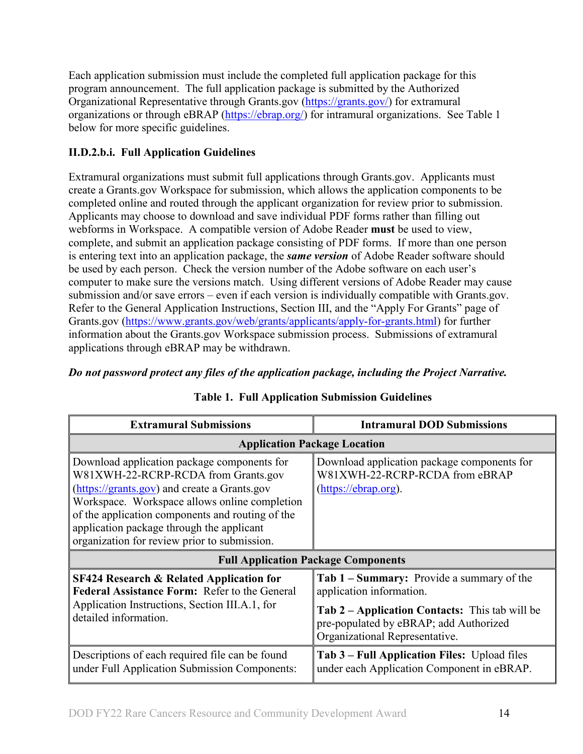Each application submission must include the completed full application package for this program announcement. The full application package is submitted by the Authorized Organizational Representative through Grants.gov (https://grants.gov/) for extramural organizations or through eBRAP (https://ebrap.org/) for intramural organizations. See Table 1 below for more specific guidelines.

### II.D.2.b.i. Full Application Guidelines

Extramural organizations must submit full applications through Grants.gov. Applicants must create a Grants.gov Workspace for submission, which allows the application components to be completed online and routed through the applicant organization for review prior to submission. Applicants may choose to download and save individual PDF forms rather than filling out webforms in Workspace. A compatible version of Adobe Reader **must** be used to view, complete, and submit an application package consisting of PDF forms. If more than one person is entering text into an application package, the ***same version*** of Adobe Reader software should be used by each person. Check the version number of the Adobe software on each user's computer to make sure the versions match. Using different versions of Adobe Reader may cause submission and/or save errors – even if each version is individually compatible with Grants.gov. Refer to the General Application Instructions, Section III, and the "Apply For Grants" page of Grants.gov (https://www.grants.gov/web/grants/applicants/apply-for-grants.html) for further information about the Grants.gov Workspace submission process. Submissions of extramural applications through eBRAP may be withdrawn.

***Do not password protect any files of the application package, including the Project Narrative.***

**Table 1. Full Application Submission Guidelines**

| Extramural Submissions | Intramural DOD Submissions |
|---|---|
| **Application Package Location** | |
| Download application package components for W81XWH-22-RCRP-RCDA from Grants.gov (https://grants.gov) and create a Grants.gov Workspace. Workspace allows online completion of the application components and routing of the application package through the applicant organization for review prior to submission. | Download application package components for W81XWH-22-RCRP-RCDA from eBRAP (https://ebrap.org). |
| **Full Application Package Components** | |
| **SF424 Research & Related Application for Federal Assistance Form:** Refer to the General Application Instructions, Section III.A.1, for detailed information. | **Tab 1 – Summary:** Provide a summary of the application information.<br>**Tab 2 – Application Contacts:** This tab will be pre-populated by eBRAP; add Authorized Organizational Representative. |
| Descriptions of each required file can be found under Full Application Submission Components: | **Tab 3 – Full Application Files:** Upload files under each Application Component in eBRAP. |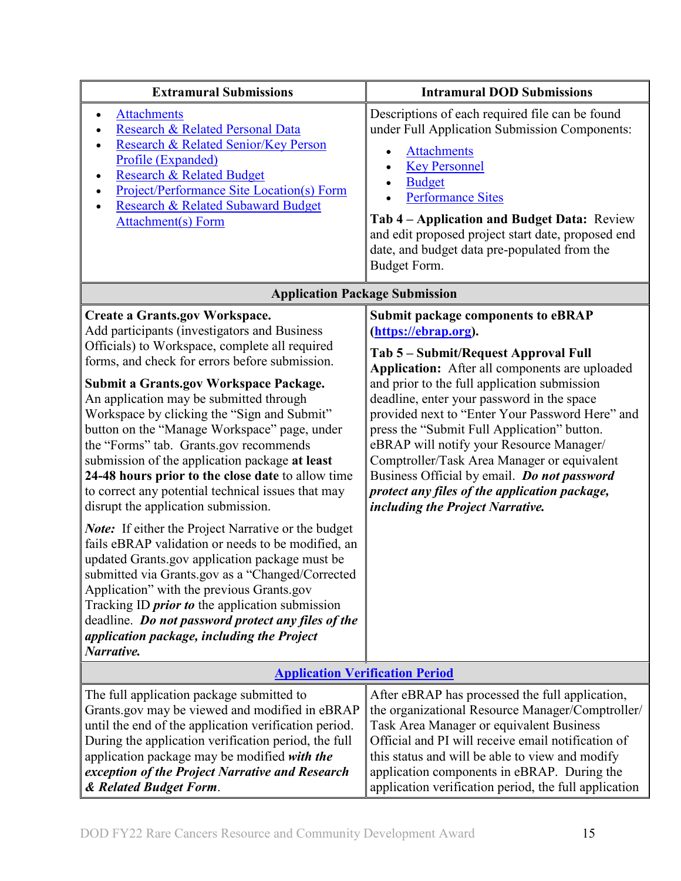| Extramural Submissions | Intramural DOD Submissions |
|---|---|
| • Attachments<br>• Research & Related Personal Data<br>• Research & Related Senior/Key Person Profile (Expanded)<br>• Research & Related Budget<br>• Project/Performance Site Location(s) Form<br>• Research & Related Subaward Budget Attachment(s) Form | Descriptions of each required file can be found under Full Application Submission Components:<br>• Attachments<br>• Key Personnel<br>• Budget<br>• Performance Sites<br>**Tab 4 – Application and Budget Data:** Review and edit proposed project start date, proposed end date, and budget data pre-populated from the Budget Form. |
| **Application Package Submission** | |
| **Create a Grants.gov Workspace.** Add participants (investigators and Business Officials) to Workspace, complete all required forms, and check for errors before submission.<br>**Submit a Grants.gov Workspace Package.** An application may be submitted through Workspace by clicking the "Sign and Submit" button on the "Manage Workspace" page, under the "Forms" tab. Grants.gov recommends submission of the application package **at least 24-48 hours prior to the close date** to allow time to correct any potential technical issues that may disrupt the application submission.<br>***Note:*** If either the Project Narrative or the budget fails eBRAP validation or needs to be modified, an updated Grants.gov application package must be submitted via Grants.gov as a "Changed/Corrected Application" with the previous Grants.gov Tracking ID ***prior to*** the application submission deadline. ***Do not password protect any files of the application package, including the Project Narrative.*** | **Submit package components to eBRAP (https://ebrap.org).**<br>**Tab 5 – Submit/Request Approval Full Application:** After all components are uploaded and prior to the full application submission deadline, enter your password in the space provided next to "Enter Your Password Here" and press the "Submit Full Application" button. eBRAP will notify your Resource Manager/ Comptroller/Task Area Manager or equivalent Business Official by email. ***Do not password protect any files of the application package, including the Project Narrative.*** |
| **Application Verification Period** | |
| The full application package submitted to Grants.gov may be viewed and modified in eBRAP until the end of the application verification period. During the application verification period, the full application package may be modified ***with the exception of the Project Narrative and Research & Related Budget Form***. | After eBRAP has processed the full application, the organizational Resource Manager/Comptroller/ Task Area Manager or equivalent Business Official and PI will receive email notification of this status and will be able to view and modify application components in eBRAP. During the application verification period, the full application |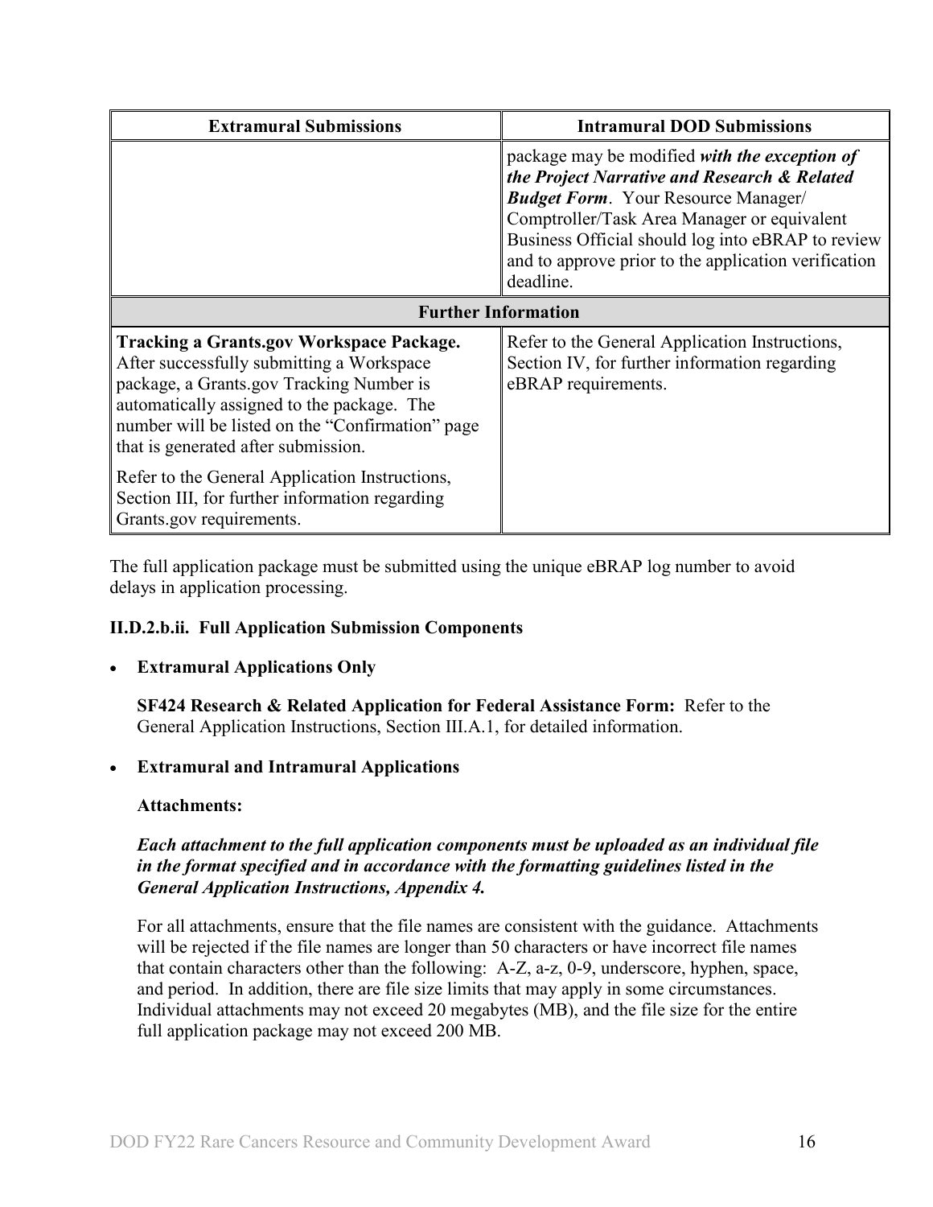| Extramural Submissions | Intramural DOD Submissions |
| --- | --- |
| | package may be modified ***with the exception of the Project Narrative and Research & Related Budget Form***. Your Resource Manager/ Comptroller/Task Area Manager or equivalent Business Official should log into eBRAP to review and to approve prior to the application verification deadline. |
| **Further Information** | |
| **Tracking a Grants.gov Workspace Package.** After successfully submitting a Workspace package, a Grants.gov Tracking Number is automatically assigned to the package. The number will be listed on the "Confirmation" page that is generated after submission.<br><br>Refer to the General Application Instructions, Section III, for further information regarding Grants.gov requirements. | Refer to the General Application Instructions, Section IV, for further information regarding eBRAP requirements. |

The full application package must be submitted using the unique eBRAP log number to avoid delays in application processing.

**II.D.2.b.ii. Full Application Submission Components**

- **Extramural Applications Only**

  **SF424 Research & Related Application for Federal Assistance Form:** Refer to the General Application Instructions, Section III.A.1, for detailed information.

- **Extramural and Intramural Applications**

  **Attachments:**

  ***Each attachment to the full application components must be uploaded as an individual file in the format specified and in accordance with the formatting guidelines listed in the General Application Instructions, Appendix 4.***

  For all attachments, ensure that the file names are consistent with the guidance. Attachments will be rejected if the file names are longer than 50 characters or have incorrect file names that contain characters other than the following: A-Z, a-z, 0-9, underscore, hyphen, space, and period. In addition, there are file size limits that may apply in some circumstances. Individual attachments may not exceed 20 megabytes (MB), and the file size for the entire full application package may not exceed 200 MB.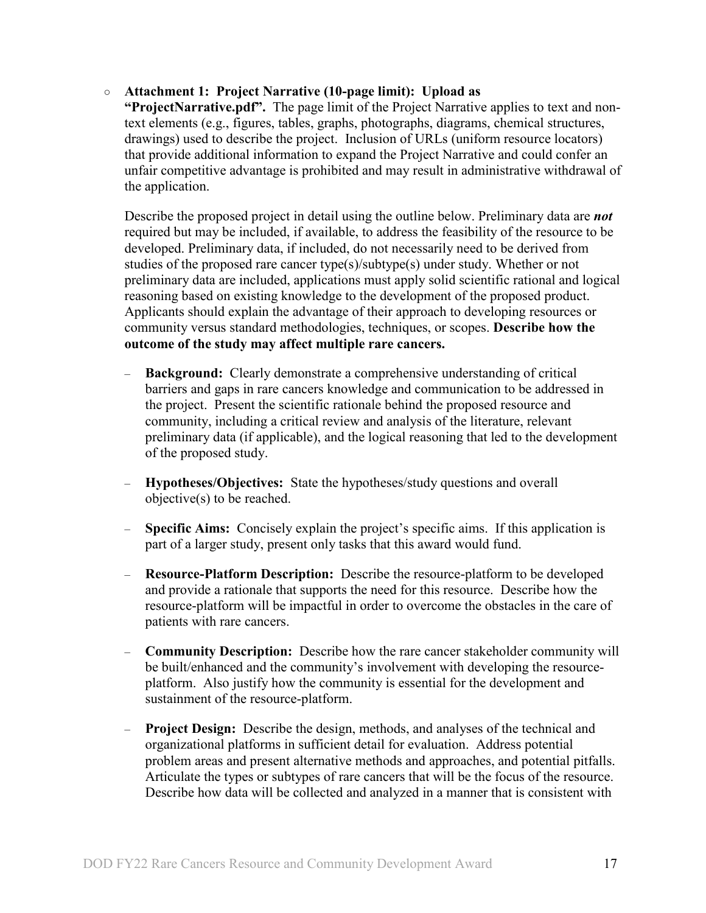- **Attachment 1: Project Narrative (10-page limit): Upload as "ProjectNarrative.pdf".** The page limit of the Project Narrative applies to text and non-text elements (e.g., figures, tables, graphs, photographs, diagrams, chemical structures, drawings) used to describe the project. Inclusion of URLs (uniform resource locators) that provide additional information to expand the Project Narrative and could confer an unfair competitive advantage is prohibited and may result in administrative withdrawal of the application.

  Describe the proposed project in detail using the outline below. Preliminary data are ***not*** required but may be included, if available, to address the feasibility of the resource to be developed. Preliminary data, if included, do not necessarily need to be derived from studies of the proposed rare cancer type(s)/subtype(s) under study. Whether or not preliminary data are included, applications must apply solid scientific rational and logical reasoning based on existing knowledge to the development of the proposed product. Applicants should explain the advantage of their approach to developing resources or community versus standard methodologies, techniques, or scopes. **Describe how the outcome of the study may affect multiple rare cancers.**

  - **Background:** Clearly demonstrate a comprehensive understanding of critical barriers and gaps in rare cancers knowledge and communication to be addressed in the project. Present the scientific rationale behind the proposed resource and community, including a critical review and analysis of the literature, relevant preliminary data (if applicable), and the logical reasoning that led to the development of the proposed study.

  - **Hypotheses/Objectives:** State the hypotheses/study questions and overall objective(s) to be reached.

  - **Specific Aims:** Concisely explain the project's specific aims. If this application is part of a larger study, present only tasks that this award would fund.

  - **Resource-Platform Description:** Describe the resource-platform to be developed and provide a rationale that supports the need for this resource. Describe how the resource-platform will be impactful in order to overcome the obstacles in the care of patients with rare cancers.

  - **Community Description:** Describe how the rare cancer stakeholder community will be built/enhanced and the community's involvement with developing the resource-platform. Also justify how the community is essential for the development and sustainment of the resource-platform.

  - **Project Design:** Describe the design, methods, and analyses of the technical and organizational platforms in sufficient detail for evaluation. Address potential problem areas and present alternative methods and approaches, and potential pitfalls. Articulate the types or subtypes of rare cancers that will be the focus of the resource. Describe how data will be collected and analyzed in a manner that is consistent with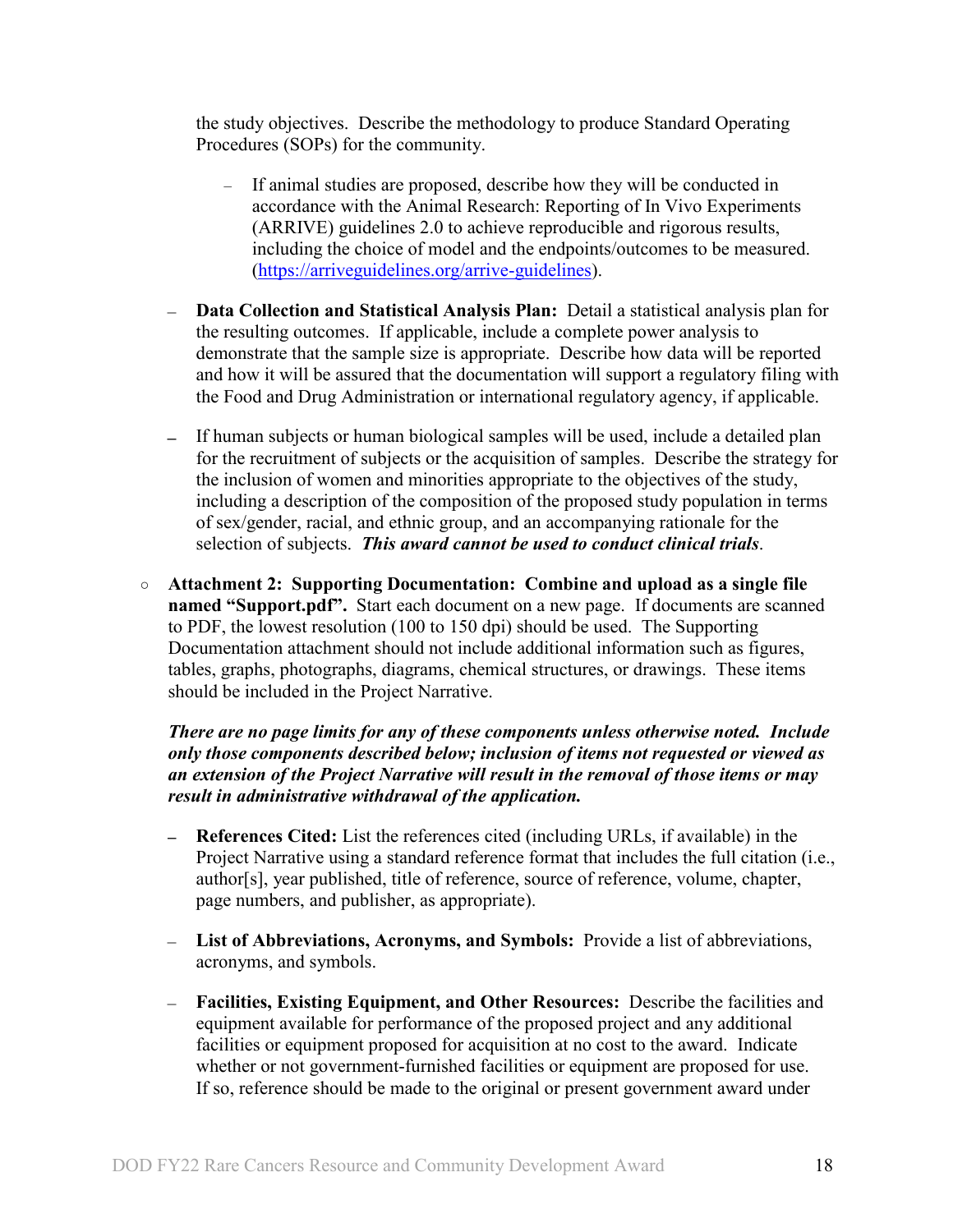the study objectives. Describe the methodology to produce Standard Operating Procedures (SOPs) for the community.

  - If animal studies are proposed, describe how they will be conducted in accordance with the Animal Research: Reporting of In Vivo Experiments (ARRIVE) guidelines 2.0 to achieve reproducible and rigorous results, including the choice of model and the endpoints/outcomes to be measured. (https://arriveguidelines.org/arrive-guidelines).

- **Data Collection and Statistical Analysis Plan:** Detail a statistical analysis plan for the resulting outcomes. If applicable, include a complete power analysis to demonstrate that the sample size is appropriate. Describe how data will be reported and how it will be assured that the documentation will support a regulatory filing with the Food and Drug Administration or international regulatory agency, if applicable.

- If human subjects or human biological samples will be used, include a detailed plan for the recruitment of subjects or the acquisition of samples. Describe the strategy for the inclusion of women and minorities appropriate to the objectives of the study, including a description of the composition of the proposed study population in terms of sex/gender, racial, and ethnic group, and an accompanying rationale for the selection of subjects. ***This award cannot be used to conduct clinical trials***.

○ **Attachment 2: Supporting Documentation: Combine and upload as a single file named "Support.pdf".** Start each document on a new page. If documents are scanned to PDF, the lowest resolution (100 to 150 dpi) should be used. The Supporting Documentation attachment should not include additional information such as figures, tables, graphs, photographs, diagrams, chemical structures, or drawings. These items should be included in the Project Narrative.

***There are no page limits for any of these components unless otherwise noted. Include only those components described below; inclusion of items not requested or viewed as an extension of the Project Narrative will result in the removal of those items or may result in administrative withdrawal of the application.***

- **References Cited:** List the references cited (including URLs, if available) in the Project Narrative using a standard reference format that includes the full citation (i.e., author[s], year published, title of reference, source of reference, volume, chapter, page numbers, and publisher, as appropriate).

- **List of Abbreviations, Acronyms, and Symbols:** Provide a list of abbreviations, acronyms, and symbols.

- **Facilities, Existing Equipment, and Other Resources:** Describe the facilities and equipment available for performance of the proposed project and any additional facilities or equipment proposed for acquisition at no cost to the award. Indicate whether or not government-furnished facilities or equipment are proposed for use. If so, reference should be made to the original or present government award under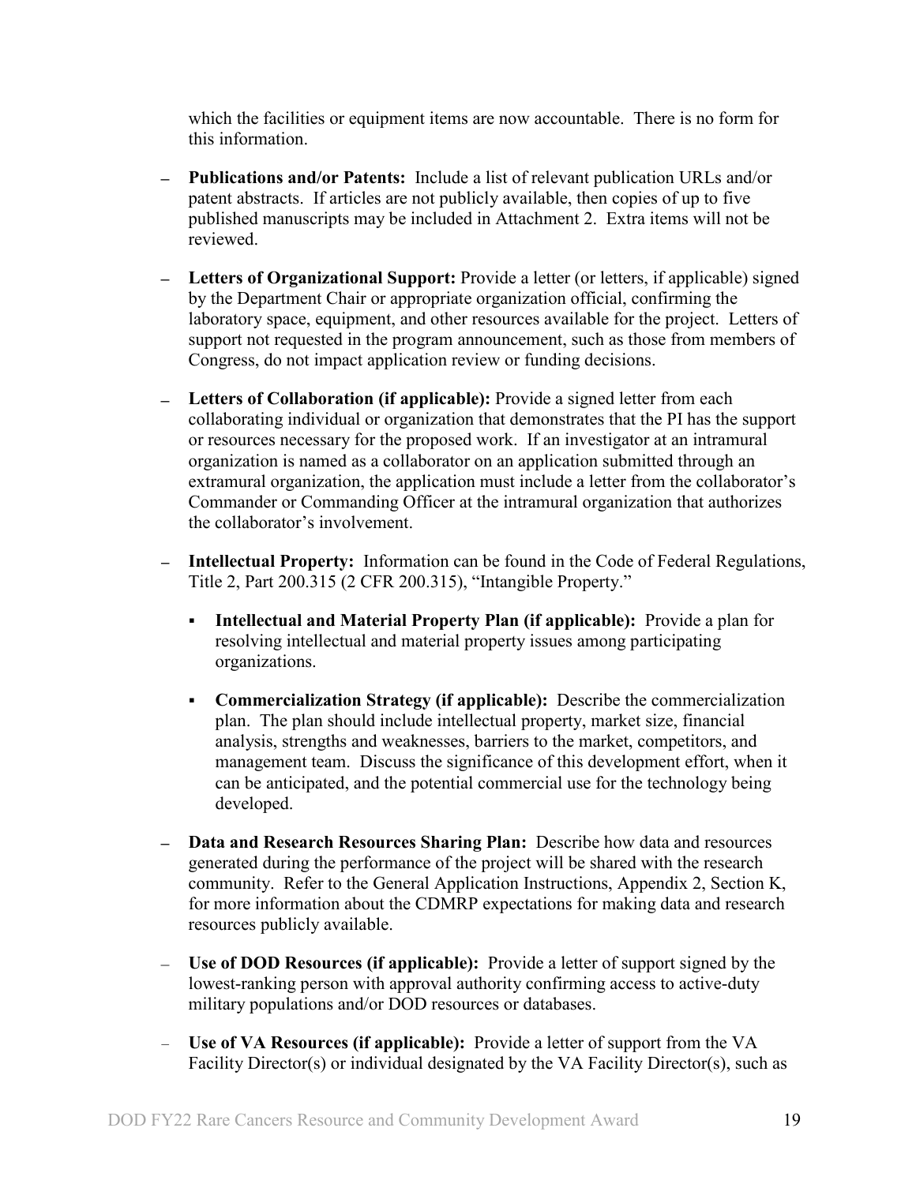which the facilities or equipment items are now accountable. There is no form for this information.

- **Publications and/or Patents:** Include a list of relevant publication URLs and/or patent abstracts. If articles are not publicly available, then copies of up to five published manuscripts may be included in Attachment 2. Extra items will not be reviewed.
- **Letters of Organizational Support:** Provide a letter (or letters, if applicable) signed by the Department Chair or appropriate organization official, confirming the laboratory space, equipment, and other resources available for the project. Letters of support not requested in the program announcement, such as those from members of Congress, do not impact application review or funding decisions.
- **Letters of Collaboration (if applicable):** Provide a signed letter from each collaborating individual or organization that demonstrates that the PI has the support or resources necessary for the proposed work. If an investigator at an intramural organization is named as a collaborator on an application submitted through an extramural organization, the application must include a letter from the collaborator's Commander or Commanding Officer at the intramural organization that authorizes the collaborator's involvement.
- **Intellectual Property:** Information can be found in the Code of Federal Regulations, Title 2, Part 200.315 (2 CFR 200.315), "Intangible Property."
    - **Intellectual and Material Property Plan (if applicable):** Provide a plan for resolving intellectual and material property issues among participating organizations.
    - **Commercialization Strategy (if applicable):** Describe the commercialization plan. The plan should include intellectual property, market size, financial analysis, strengths and weaknesses, barriers to the market, competitors, and management team. Discuss the significance of this development effort, when it can be anticipated, and the potential commercial use for the technology being developed.
- **Data and Research Resources Sharing Plan:** Describe how data and resources generated during the performance of the project will be shared with the research community. Refer to the General Application Instructions, Appendix 2, Section K, for more information about the CDMRP expectations for making data and research resources publicly available.
- **Use of DOD Resources (if applicable):** Provide a letter of support signed by the lowest-ranking person with approval authority confirming access to active-duty military populations and/or DOD resources or databases.
- **Use of VA Resources (if applicable):** Provide a letter of support from the VA Facility Director(s) or individual designated by the VA Facility Director(s), such as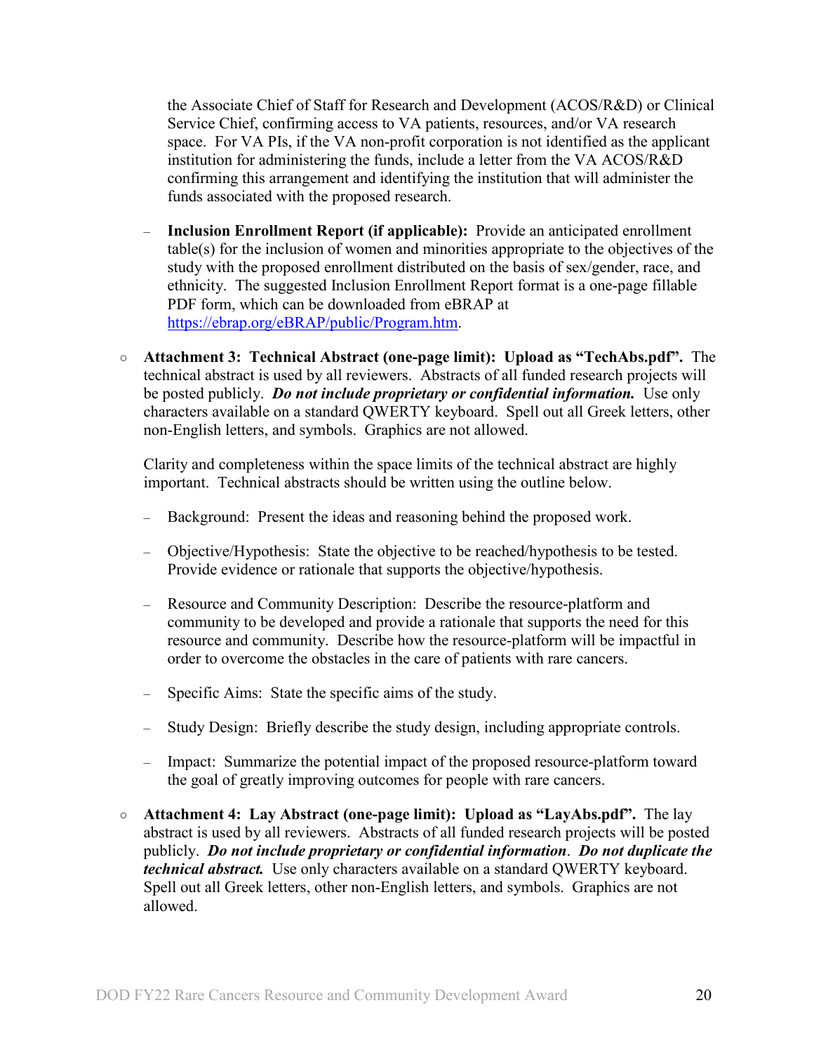the Associate Chief of Staff for Research and Development (ACOS/R&D) or Clinical Service Chief, confirming access to VA patients, resources, and/or VA research space. For VA PIs, if the VA non-profit corporation is not identified as the applicant institution for administering the funds, include a letter from the VA ACOS/R&D confirming this arrangement and identifying the institution that will administer the funds associated with the proposed research.

  - **Inclusion Enrollment Report (if applicable):** Provide an anticipated enrollment table(s) for the inclusion of women and minorities appropriate to the objectives of the study with the proposed enrollment distributed on the basis of sex/gender, race, and ethnicity. The suggested Inclusion Enrollment Report format is a one-page fillable PDF form, which can be downloaded from eBRAP at [https://ebrap.org/eBRAP/public/Program.htm](https://ebrap.org/eBRAP/public/Program.htm).

- **Attachment 3: Technical Abstract (one-page limit): Upload as "TechAbs.pdf".** The technical abstract is used by all reviewers. Abstracts of all funded research projects will be posted publicly. ***Do not include proprietary or confidential information.*** Use only characters available on a standard QWERTY keyboard. Spell out all Greek letters, other non-English letters, and symbols. Graphics are not allowed.

  Clarity and completeness within the space limits of the technical abstract are highly important. Technical abstracts should be written using the outline below.

  - Background: Present the ideas and reasoning behind the proposed work.
  - Objective/Hypothesis: State the objective to be reached/hypothesis to be tested. Provide evidence or rationale that supports the objective/hypothesis.
  - Resource and Community Description: Describe the resource-platform and community to be developed and provide a rationale that supports the need for this resource and community. Describe how the resource-platform will be impactful in order to overcome the obstacles in the care of patients with rare cancers.
  - Specific Aims: State the specific aims of the study.
  - Study Design: Briefly describe the study design, including appropriate controls.
  - Impact: Summarize the potential impact of the proposed resource-platform toward the goal of greatly improving outcomes for people with rare cancers.

- **Attachment 4: Lay Abstract (one-page limit): Upload as "LayAbs.pdf".** The lay abstract is used by all reviewers. Abstracts of all funded research projects will be posted publicly. ***Do not include proprietary or confidential information***. ***Do not duplicate the technical abstract.*** Use only characters available on a standard QWERTY keyboard. Spell out all Greek letters, other non-English letters, and symbols. Graphics are not allowed.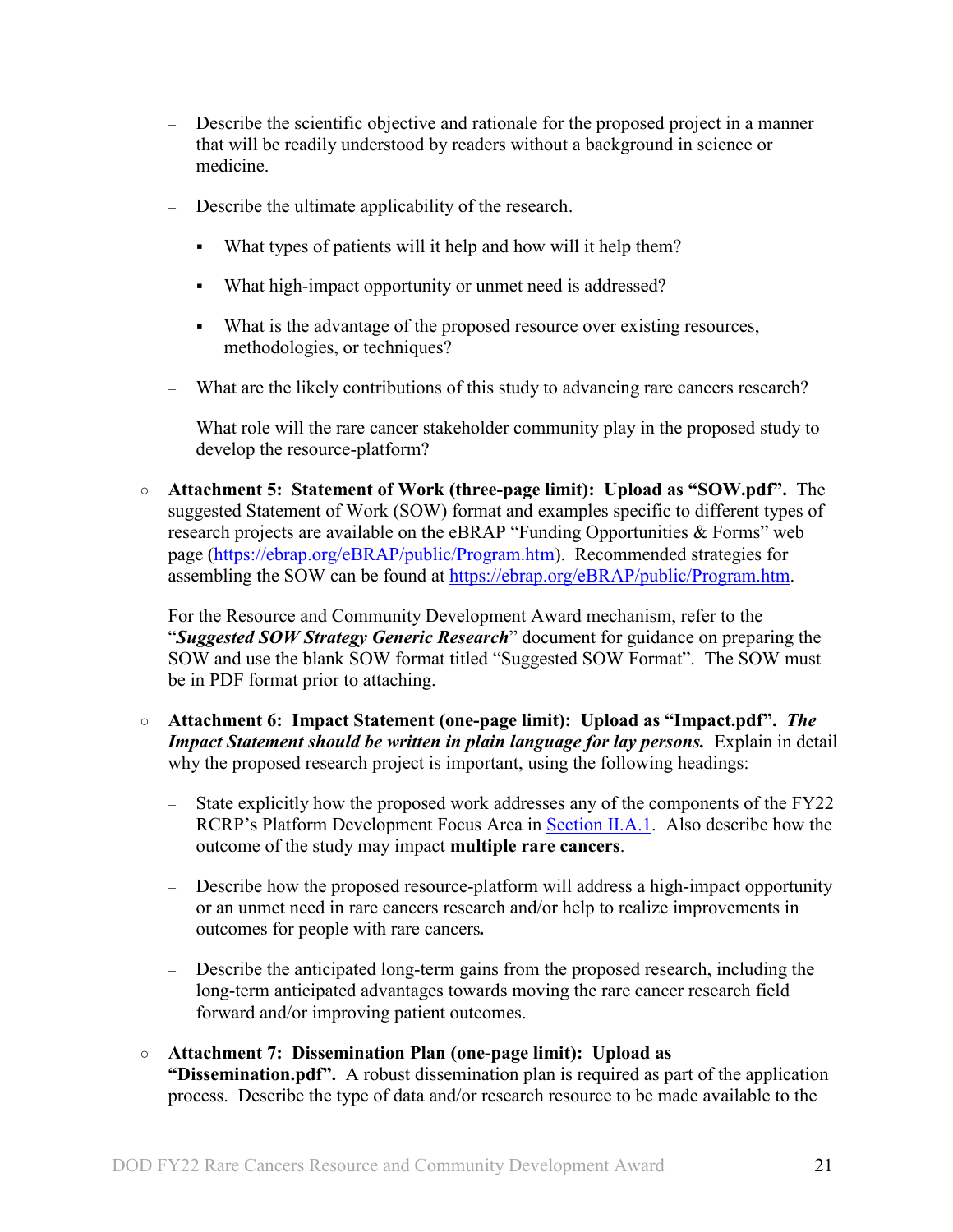- Describe the scientific objective and rationale for the proposed project in a manner that will be readily understood by readers without a background in science or medicine.

  - Describe the ultimate applicability of the research.

    - What types of patients will it help and how will it help them?

    - What high-impact opportunity or unmet need is addressed?

    - What is the advantage of the proposed resource over existing resources, methodologies, or techniques?

  - What are the likely contributions of this study to advancing rare cancers research?

  - What role will the rare cancer stakeholder community play in the proposed study to develop the resource-platform?

- **Attachment 5: Statement of Work (three-page limit): Upload as "SOW.pdf".** The suggested Statement of Work (SOW) format and examples specific to different types of research projects are available on the eBRAP "Funding Opportunities & Forms" web page (https://ebrap.org/eBRAP/public/Program.htm). Recommended strategies for assembling the SOW can be found at https://ebrap.org/eBRAP/public/Program.htm.

  For the Resource and Community Development Award mechanism, refer to the "***Suggested SOW Strategy Generic Research***" document for guidance on preparing the SOW and use the blank SOW format titled "Suggested SOW Format". The SOW must be in PDF format prior to attaching.

- **Attachment 6: Impact Statement (one-page limit): Upload as "Impact.pdf".** ***The Impact Statement should be written in plain language for lay persons.*** Explain in detail why the proposed research project is important, using the following headings:

  - State explicitly how the proposed work addresses any of the components of the FY22 RCRP's Platform Development Focus Area in Section II.A.1. Also describe how the outcome of the study may impact **multiple rare cancers**.

  - Describe how the proposed resource-platform will address a high-impact opportunity or an unmet need in rare cancers research and/or help to realize improvements in outcomes for people with rare cancers**.**

  - Describe the anticipated long-term gains from the proposed research, including the long-term anticipated advantages towards moving the rare cancer research field forward and/or improving patient outcomes.

- **Attachment 7: Dissemination Plan (one-page limit): Upload as "Dissemination.pdf".** A robust dissemination plan is required as part of the application process. Describe the type of data and/or research resource to be made available to the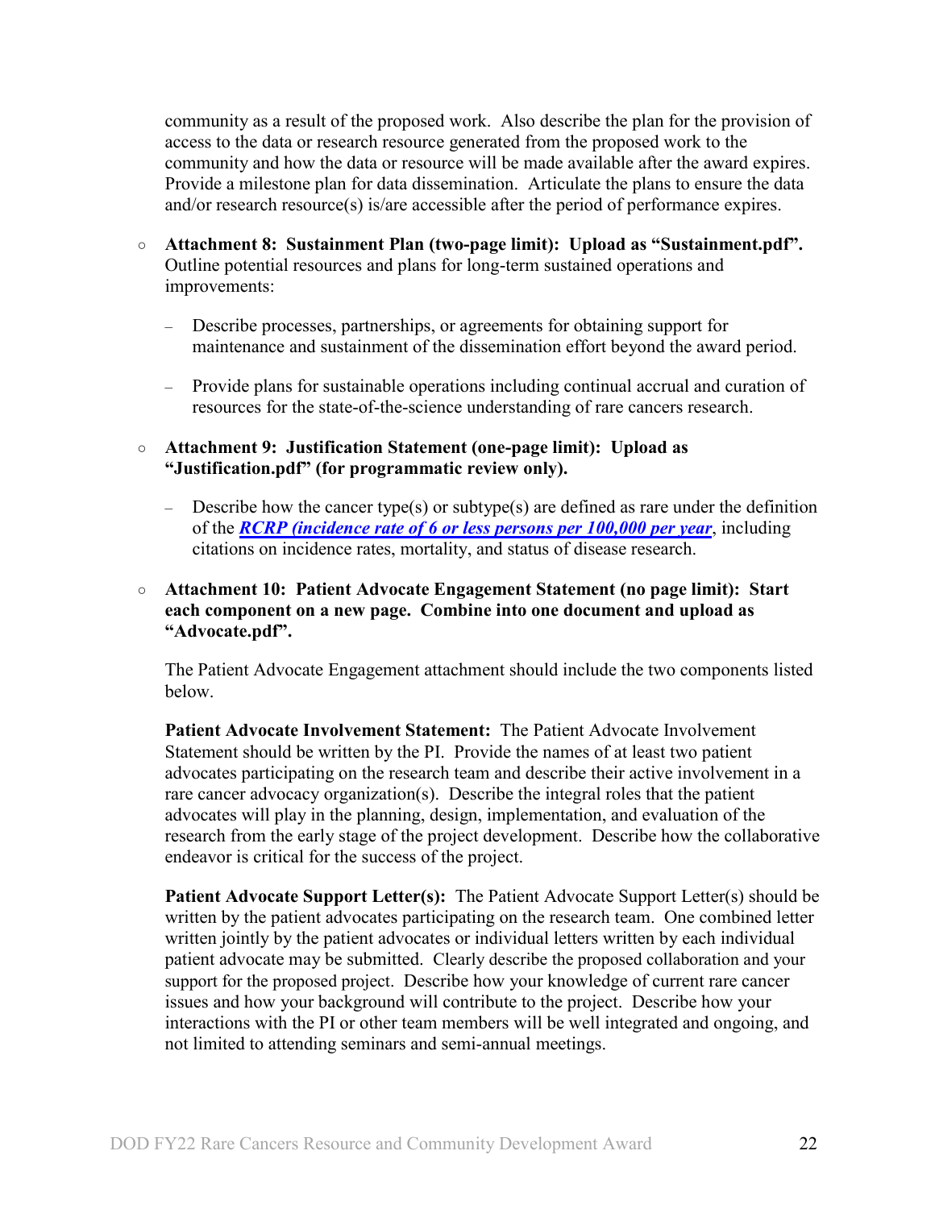community as a result of the proposed work. Also describe the plan for the provision of access to the data or research resource generated from the proposed work to the community and how the data or resource will be made available after the award expires. Provide a milestone plan for data dissemination. Articulate the plans to ensure the data and/or research resource(s) is/are accessible after the period of performance expires.

- **Attachment 8: Sustainment Plan (two-page limit): Upload as "Sustainment.pdf".** Outline potential resources and plans for long-term sustained operations and improvements:

  - Describe processes, partnerships, or agreements for obtaining support for maintenance and sustainment of the dissemination effort beyond the award period.

  - Provide plans for sustainable operations including continual accrual and curation of resources for the state-of-the-science understanding of rare cancers research.

- **Attachment 9: Justification Statement (one-page limit): Upload as "Justification.pdf" (for programmatic review only).**

  - Describe how the cancer type(s) or subtype(s) are defined as rare under the definition of the ***RCRP (incidence rate of 6 or less persons per 100,000 per year***, including citations on incidence rates, mortality, and status of disease research.

- **Attachment 10: Patient Advocate Engagement Statement (no page limit): Start each component on a new page. Combine into one document and upload as "Advocate.pdf".**

  The Patient Advocate Engagement attachment should include the two components listed below.

  **Patient Advocate Involvement Statement:** The Patient Advocate Involvement Statement should be written by the PI. Provide the names of at least two patient advocates participating on the research team and describe their active involvement in a rare cancer advocacy organization(s). Describe the integral roles that the patient advocates will play in the planning, design, implementation, and evaluation of the research from the early stage of the project development. Describe how the collaborative endeavor is critical for the success of the project.

  **Patient Advocate Support Letter(s):** The Patient Advocate Support Letter(s) should be written by the patient advocates participating on the research team. One combined letter written jointly by the patient advocates or individual letters written by each individual patient advocate may be submitted. Clearly describe the proposed collaboration and your support for the proposed project. Describe how your knowledge of current rare cancer issues and how your background will contribute to the project. Describe how your interactions with the PI or other team members will be well integrated and ongoing, and not limited to attending seminars and semi-annual meetings.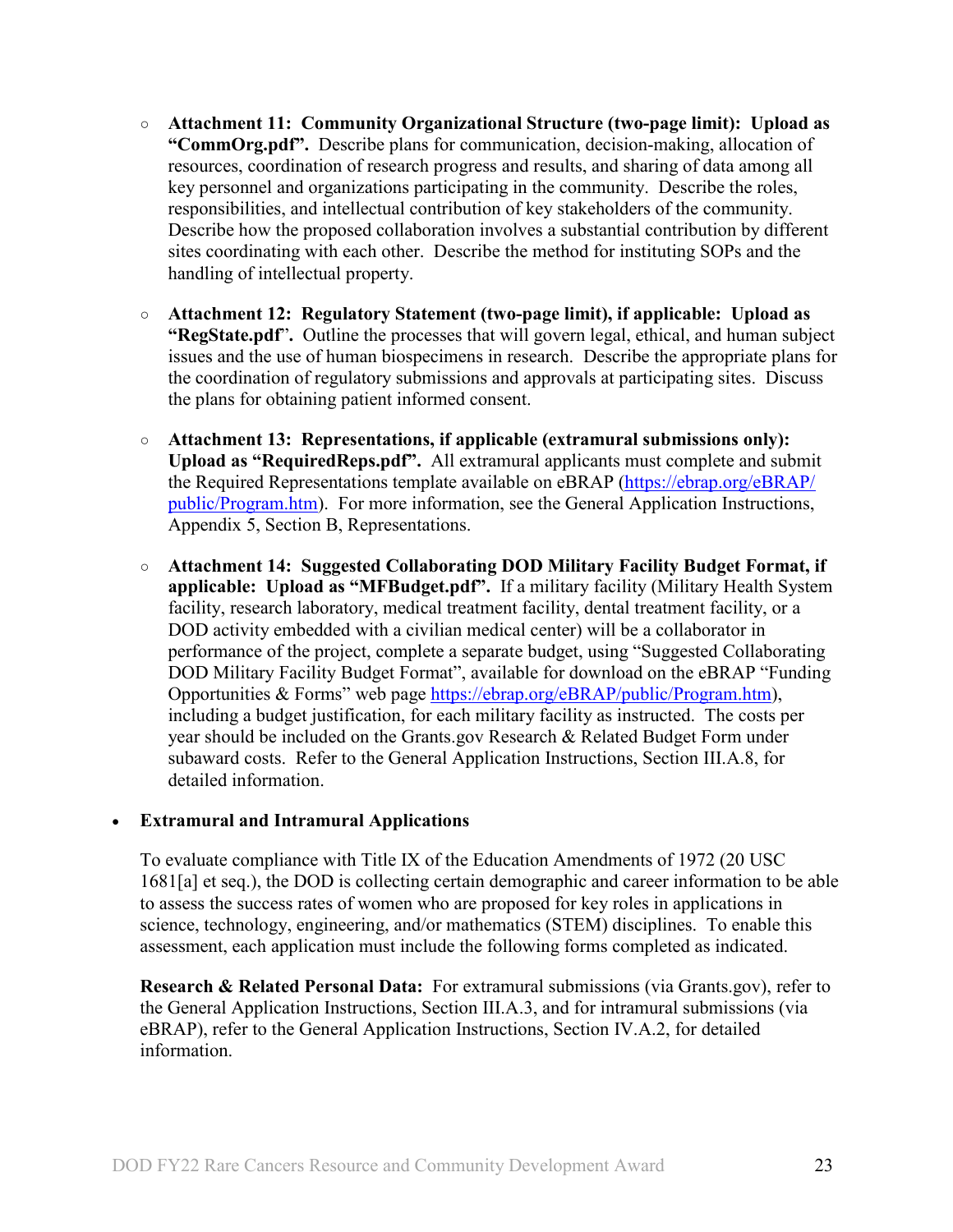- **Attachment 11: Community Organizational Structure (two-page limit): Upload as "CommOrg.pdf".** Describe plans for communication, decision-making, allocation of resources, coordination of research progress and results, and sharing of data among all key personnel and organizations participating in the community. Describe the roles, responsibilities, and intellectual contribution of key stakeholders of the community. Describe how the proposed collaboration involves a substantial contribution by different sites coordinating with each other. Describe the method for instituting SOPs and the handling of intellectual property.

- **Attachment 12: Regulatory Statement (two-page limit), if applicable: Upload as "RegState.pdf".** Outline the processes that will govern legal, ethical, and human subject issues and the use of human biospecimens in research. Describe the appropriate plans for the coordination of regulatory submissions and approvals at participating sites. Discuss the plans for obtaining patient informed consent.

- **Attachment 13: Representations, if applicable (extramural submissions only): Upload as "RequiredReps.pdf".** All extramural applicants must complete and submit the Required Representations template available on eBRAP (https://ebrap.org/eBRAP/public/Program.htm). For more information, see the General Application Instructions, Appendix 5, Section B, Representations.

- **Attachment 14: Suggested Collaborating DOD Military Facility Budget Format, if applicable: Upload as "MFBudget.pdf".** If a military facility (Military Health System facility, research laboratory, medical treatment facility, dental treatment facility, or a DOD activity embedded with a civilian medical center) will be a collaborator in performance of the project, complete a separate budget, using "Suggested Collaborating DOD Military Facility Budget Format", available for download on the eBRAP "Funding Opportunities & Forms" web page https://ebrap.org/eBRAP/public/Program.htm), including a budget justification, for each military facility as instructed. The costs per year should be included on the Grants.gov Research & Related Budget Form under subaward costs. Refer to the General Application Instructions, Section III.A.8, for detailed information.

- **Extramural and Intramural Applications**

  To evaluate compliance with Title IX of the Education Amendments of 1972 (20 USC 1681[a] et seq.), the DOD is collecting certain demographic and career information to be able to assess the success rates of women who are proposed for key roles in applications in science, technology, engineering, and/or mathematics (STEM) disciplines. To enable this assessment, each application must include the following forms completed as indicated.

  **Research & Related Personal Data:** For extramural submissions (via Grants.gov), refer to the General Application Instructions, Section III.A.3, and for intramural submissions (via eBRAP), refer to the General Application Instructions, Section IV.A.2, for detailed information.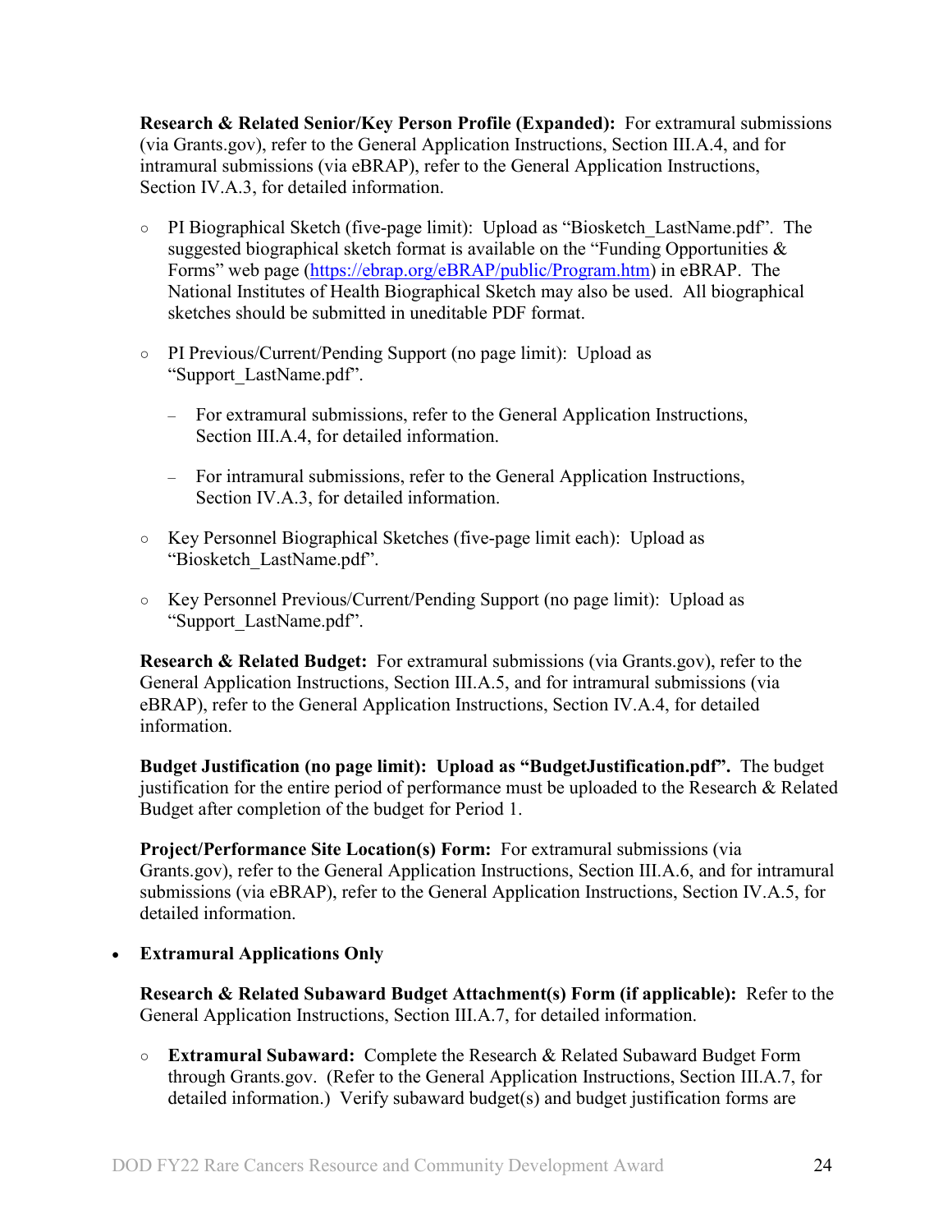**Research & Related Senior/Key Person Profile (Expanded):** For extramural submissions (via Grants.gov), refer to the General Application Instructions, Section III.A.4, and for intramural submissions (via eBRAP), refer to the General Application Instructions, Section IV.A.3, for detailed information.

- PI Biographical Sketch (five-page limit): Upload as "Biosketch_LastName.pdf". The suggested biographical sketch format is available on the "Funding Opportunities & Forms" web page (https://ebrap.org/eBRAP/public/Program.htm) in eBRAP. The National Institutes of Health Biographical Sketch may also be used. All biographical sketches should be submitted in uneditable PDF format.
- PI Previous/Current/Pending Support (no page limit): Upload as "Support_LastName.pdf".
  - For extramural submissions, refer to the General Application Instructions, Section III.A.4, for detailed information.
  - For intramural submissions, refer to the General Application Instructions, Section IV.A.3, for detailed information.
- Key Personnel Biographical Sketches (five-page limit each): Upload as "Biosketch_LastName.pdf".
- Key Personnel Previous/Current/Pending Support (no page limit): Upload as "Support_LastName.pdf".

**Research & Related Budget:** For extramural submissions (via Grants.gov), refer to the General Application Instructions, Section III.A.5, and for intramural submissions (via eBRAP), refer to the General Application Instructions, Section IV.A.4, for detailed information.

**Budget Justification (no page limit): Upload as "BudgetJustification.pdf".** The budget justification for the entire period of performance must be uploaded to the Research & Related Budget after completion of the budget for Period 1.

**Project/Performance Site Location(s) Form:** For extramural submissions (via Grants.gov), refer to the General Application Instructions, Section III.A.6, and for intramural submissions (via eBRAP), refer to the General Application Instructions, Section IV.A.5, for detailed information.

- **Extramural Applications Only**

  **Research & Related Subaward Budget Attachment(s) Form (if applicable):** Refer to the General Application Instructions, Section III.A.7, for detailed information.

  - **Extramural Subaward:** Complete the Research & Related Subaward Budget Form through Grants.gov. (Refer to the General Application Instructions, Section III.A.7, for detailed information.) Verify subaward budget(s) and budget justification forms are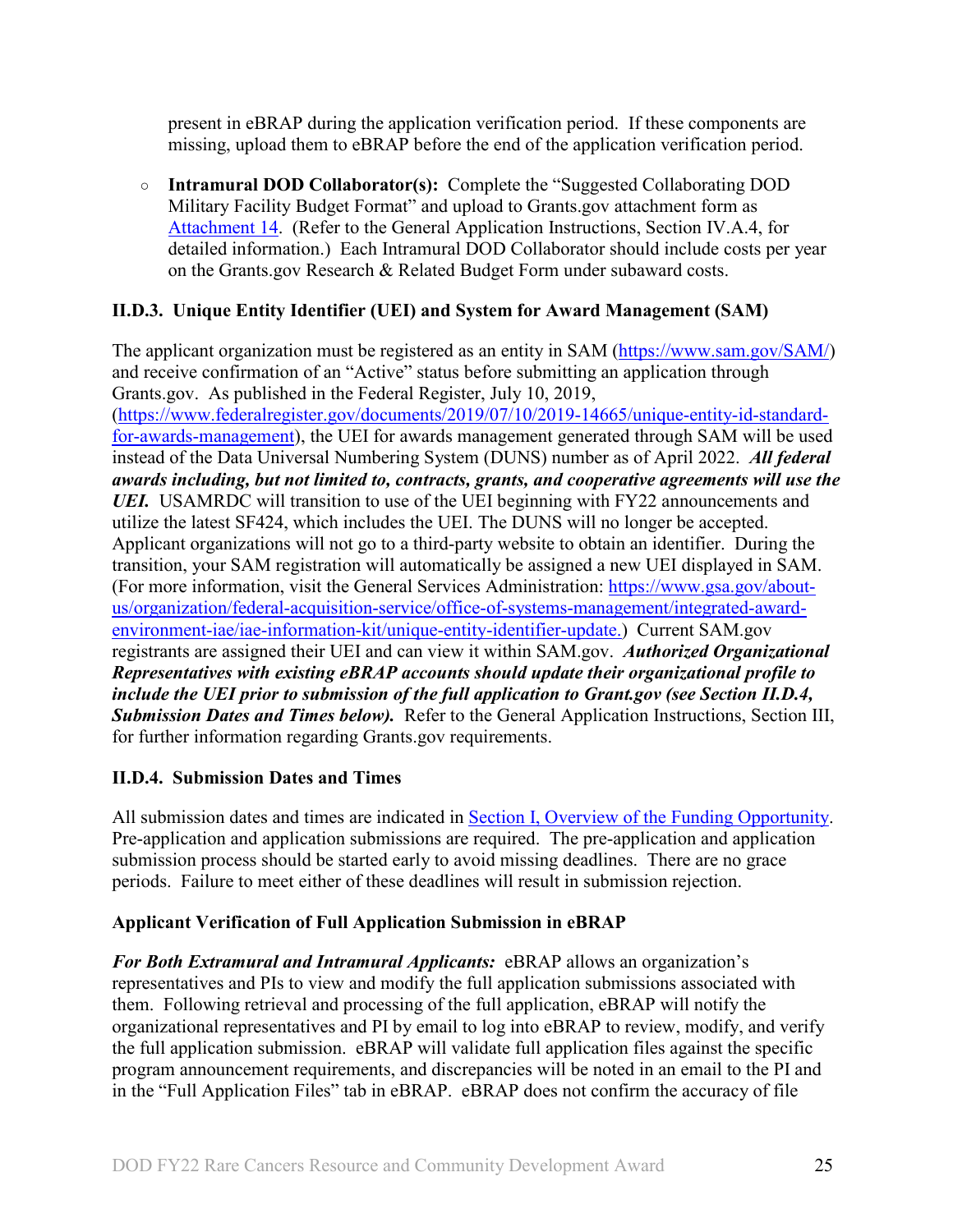present in eBRAP during the application verification period. If these components are missing, upload them to eBRAP before the end of the application verification period.

- **Intramural DOD Collaborator(s):** Complete the "Suggested Collaborating DOD Military Facility Budget Format" and upload to Grants.gov attachment form as Attachment 14. (Refer to the General Application Instructions, Section IV.A.4, for detailed information.) Each Intramural DOD Collaborator should include costs per year on the Grants.gov Research & Related Budget Form under subaward costs.

### II.D.3. Unique Entity Identifier (UEI) and System for Award Management (SAM)

The applicant organization must be registered as an entity in SAM (https://www.sam.gov/SAM/) and receive confirmation of an "Active" status before submitting an application through Grants.gov. As published in the Federal Register, July 10, 2019, (https://www.federalregister.gov/documents/2019/07/10/2019-14665/unique-entity-id-standard-for-awards-management), the UEI for awards management generated through SAM will be used instead of the Data Universal Numbering System (DUNS) number as of April 2022. ***All federal awards including, but not limited to, contracts, grants, and cooperative agreements will use the UEI.*** USAMRDC will transition to use of the UEI beginning with FY22 announcements and utilize the latest SF424, which includes the UEI. The DUNS will no longer be accepted. Applicant organizations will not go to a third-party website to obtain an identifier. During the transition, your SAM registration will automatically be assigned a new UEI displayed in SAM. (For more information, visit the General Services Administration: https://www.gsa.gov/about-us/organization/federal-acquisition-service/office-of-systems-management/integrated-award-environment-iae/iae-information-kit/unique-entity-identifier-update.) Current SAM.gov registrants are assigned their UEI and can view it within SAM.gov. ***Authorized Organizational Representatives with existing eBRAP accounts should update their organizational profile to include the UEI prior to submission of the full application to Grant.gov (see Section II.D.4, Submission Dates and Times below).*** Refer to the General Application Instructions, Section III, for further information regarding Grants.gov requirements.

### II.D.4. Submission Dates and Times

All submission dates and times are indicated in Section I, Overview of the Funding Opportunity. Pre-application and application submissions are required. The pre-application and application submission process should be started early to avoid missing deadlines. There are no grace periods. Failure to meet either of these deadlines will result in submission rejection.

**Applicant Verification of Full Application Submission in eBRAP**

***For Both Extramural and Intramural Applicants:*** eBRAP allows an organization's representatives and PIs to view and modify the full application submissions associated with them. Following retrieval and processing of the full application, eBRAP will notify the organizational representatives and PI by email to log into eBRAP to review, modify, and verify the full application submission. eBRAP will validate full application files against the specific program announcement requirements, and discrepancies will be noted in an email to the PI and in the "Full Application Files" tab in eBRAP. eBRAP does not confirm the accuracy of file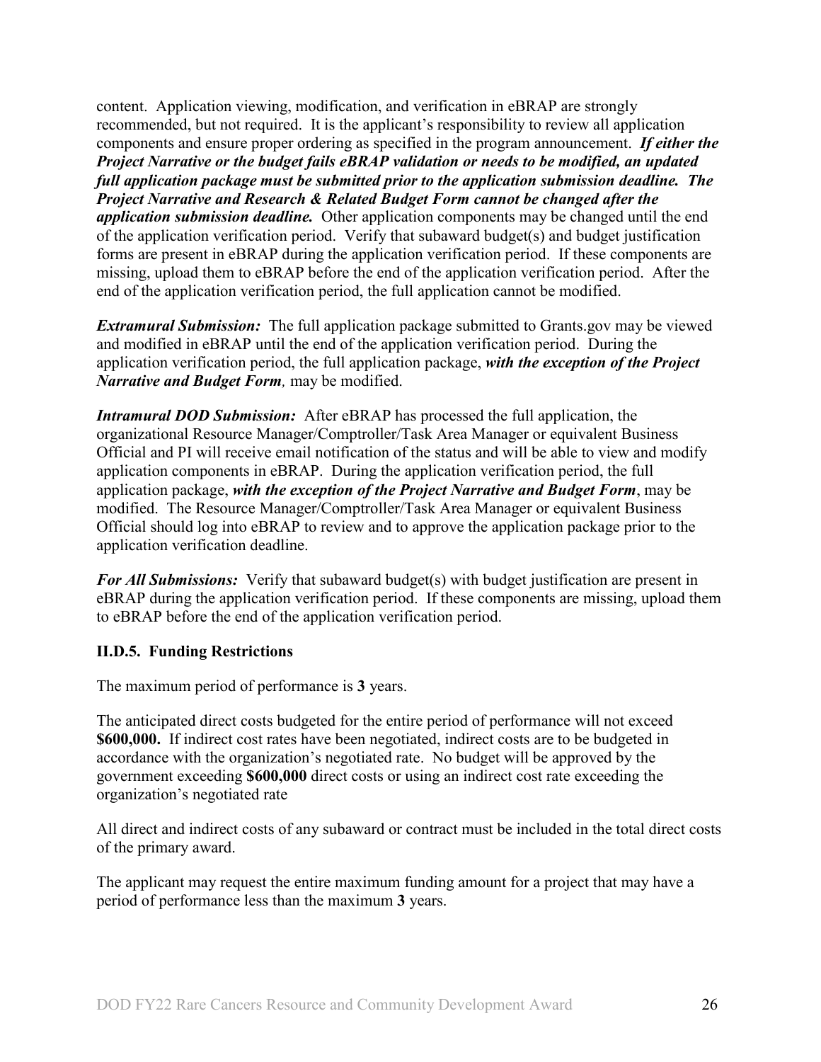content. Application viewing, modification, and verification in eBRAP are strongly recommended, but not required. It is the applicant's responsibility to review all application components and ensure proper ordering as specified in the program announcement. ***If either the Project Narrative or the budget fails eBRAP validation or needs to be modified, an updated full application package must be submitted prior to the application submission deadline. The Project Narrative and Research & Related Budget Form cannot be changed after the application submission deadline.*** Other application components may be changed until the end of the application verification period. Verify that subaward budget(s) and budget justification forms are present in eBRAP during the application verification period. If these components are missing, upload them to eBRAP before the end of the application verification period. After the end of the application verification period, the full application cannot be modified.

***Extramural Submission:*** The full application package submitted to Grants.gov may be viewed and modified in eBRAP until the end of the application verification period. During the application verification period, the full application package, ***with the exception of the Project Narrative and Budget Form,*** may be modified.

***Intramural DOD Submission:*** After eBRAP has processed the full application, the organizational Resource Manager/Comptroller/Task Area Manager or equivalent Business Official and PI will receive email notification of the status and will be able to view and modify application components in eBRAP. During the application verification period, the full application package, ***with the exception of the Project Narrative and Budget Form***, may be modified. The Resource Manager/Comptroller/Task Area Manager or equivalent Business Official should log into eBRAP to review and to approve the application package prior to the application verification deadline.

***For All Submissions:*** Verify that subaward budget(s) with budget justification are present in eBRAP during the application verification period. If these components are missing, upload them to eBRAP before the end of the application verification period.

### II.D.5. Funding Restrictions

The maximum period of performance is **3** years.

The anticipated direct costs budgeted for the entire period of performance will not exceed **$600,000.** If indirect cost rates have been negotiated, indirect costs are to be budgeted in accordance with the organization's negotiated rate. No budget will be approved by the government exceeding **$600,000** direct costs or using an indirect cost rate exceeding the organization's negotiated rate

All direct and indirect costs of any subaward or contract must be included in the total direct costs of the primary award.

The applicant may request the entire maximum funding amount for a project that may have a period of performance less than the maximum **3** years.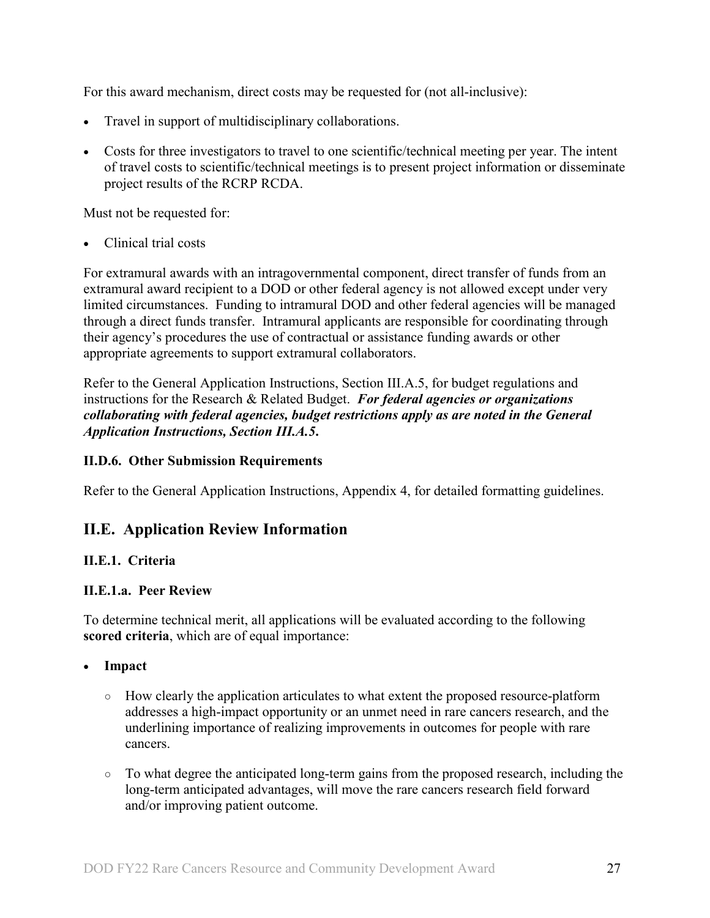For this award mechanism, direct costs may be requested for (not all-inclusive):

- Travel in support of multidisciplinary collaborations.
- Costs for three investigators to travel to one scientific/technical meeting per year. The intent of travel costs to scientific/technical meetings is to present project information or disseminate project results of the RCRP RCDA.

Must not be requested for:

- Clinical trial costs

For extramural awards with an intragovernmental component, direct transfer of funds from an extramural award recipient to a DOD or other federal agency is not allowed except under very limited circumstances. Funding to intramural DOD and other federal agencies will be managed through a direct funds transfer. Intramural applicants are responsible for coordinating through their agency's procedures the use of contractual or assistance funding awards or other appropriate agreements to support extramural collaborators.

Refer to the General Application Instructions, Section III.A.5, for budget regulations and instructions for the Research & Related Budget. ***For federal agencies or organizations collaborating with federal agencies, budget restrictions apply as are noted in the General Application Instructions, Section III.A.5.***

#### II.D.6. Other Submission Requirements

Refer to the General Application Instructions, Appendix 4, for detailed formatting guidelines.

## II.E. Application Review Information

### II.E.1. Criteria

#### II.E.1.a. Peer Review

To determine technical merit, all applications will be evaluated according to the following **scored criteria**, which are of equal importance:

- **Impact**
  - How clearly the application articulates to what extent the proposed resource-platform addresses a high-impact opportunity or an unmet need in rare cancers research, and the underlining importance of realizing improvements in outcomes for people with rare cancers.
  - To what degree the anticipated long-term gains from the proposed research, including the long-term anticipated advantages, will move the rare cancers research field forward and/or improving patient outcome.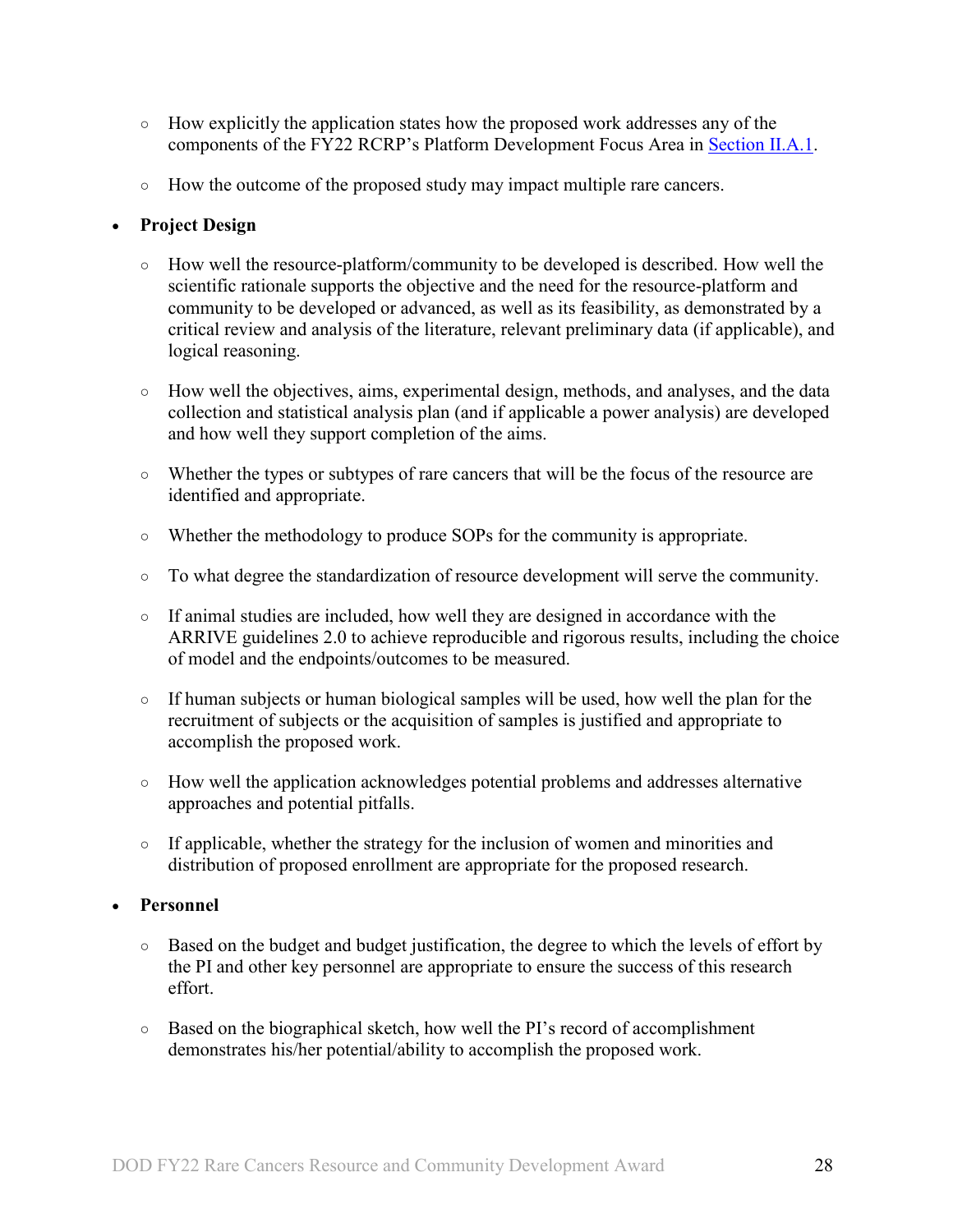- How explicitly the application states how the proposed work addresses any of the components of the FY22 RCRP's Platform Development Focus Area in [Section II.A.1](#).
    - How the outcome of the proposed study may impact multiple rare cancers.

- **Project Design**
    - How well the resource-platform/community to be developed is described. How well the scientific rationale supports the objective and the need for the resource-platform and community to be developed or advanced, as well as its feasibility, as demonstrated by a critical review and analysis of the literature, relevant preliminary data (if applicable), and logical reasoning.
    - How well the objectives, aims, experimental design, methods, and analyses, and the data collection and statistical analysis plan (and if applicable a power analysis) are developed and how well they support completion of the aims.
    - Whether the types or subtypes of rare cancers that will be the focus of the resource are identified and appropriate.
    - Whether the methodology to produce SOPs for the community is appropriate.
    - To what degree the standardization of resource development will serve the community.
    - If animal studies are included, how well they are designed in accordance with the ARRIVE guidelines 2.0 to achieve reproducible and rigorous results, including the choice of model and the endpoints/outcomes to be measured.
    - If human subjects or human biological samples will be used, how well the plan for the recruitment of subjects or the acquisition of samples is justified and appropriate to accomplish the proposed work.
    - How well the application acknowledges potential problems and addresses alternative approaches and potential pitfalls.
    - If applicable, whether the strategy for the inclusion of women and minorities and distribution of proposed enrollment are appropriate for the proposed research.

- **Personnel**
    - Based on the budget and budget justification, the degree to which the levels of effort by the PI and other key personnel are appropriate to ensure the success of this research effort.
    - Based on the biographical sketch, how well the PI's record of accomplishment demonstrates his/her potential/ability to accomplish the proposed work.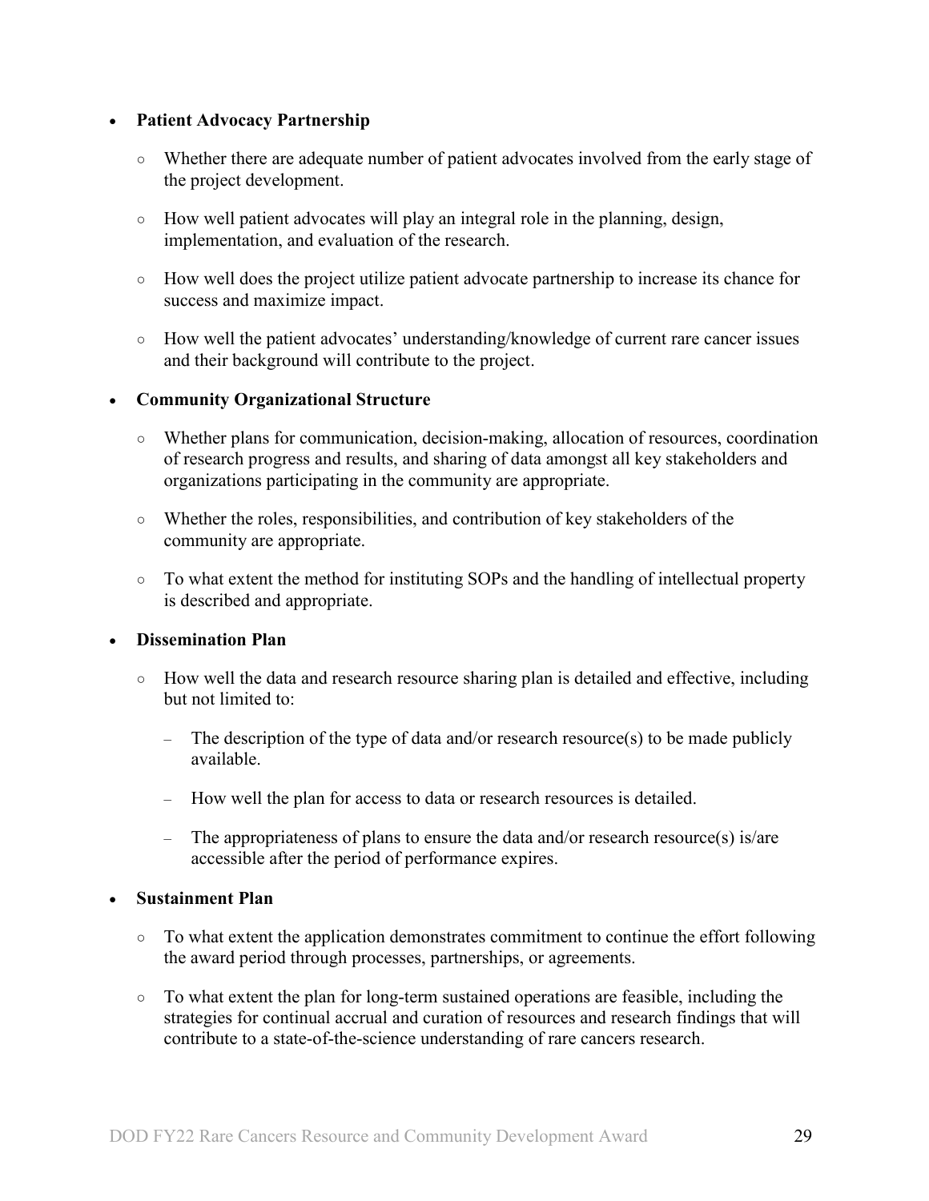- **Patient Advocacy Partnership**
  - Whether there are adequate number of patient advocates involved from the early stage of the project development.
  - How well patient advocates will play an integral role in the planning, design, implementation, and evaluation of the research.
  - How well does the project utilize patient advocate partnership to increase its chance for success and maximize impact.
  - How well the patient advocates' understanding/knowledge of current rare cancer issues and their background will contribute to the project.

- **Community Organizational Structure**
  - Whether plans for communication, decision-making, allocation of resources, coordination of research progress and results, and sharing of data amongst all key stakeholders and organizations participating in the community are appropriate.
  - Whether the roles, responsibilities, and contribution of key stakeholders of the community are appropriate.
  - To what extent the method for instituting SOPs and the handling of intellectual property is described and appropriate.

- **Dissemination Plan**
  - How well the data and research resource sharing plan is detailed and effective, including but not limited to:
    - The description of the type of data and/or research resource(s) to be made publicly available.
    - How well the plan for access to data or research resources is detailed.
    - The appropriateness of plans to ensure the data and/or research resource(s) is/are accessible after the period of performance expires.

- **Sustainment Plan**
  - To what extent the application demonstrates commitment to continue the effort following the award period through processes, partnerships, or agreements.
  - To what extent the plan for long-term sustained operations are feasible, including the strategies for continual accrual and curation of resources and research findings that will contribute to a state-of-the-science understanding of rare cancers research.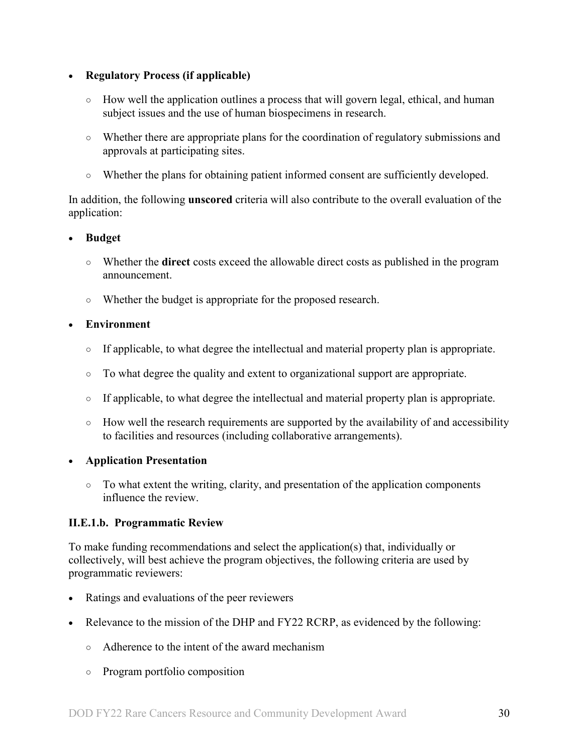- **Regulatory Process (if applicable)**
  - How well the application outlines a process that will govern legal, ethical, and human subject issues and the use of human biospecimens in research.
  - Whether there are appropriate plans for the coordination of regulatory submissions and approvals at participating sites.
  - Whether the plans for obtaining patient informed consent are sufficiently developed.

In addition, the following **unscored** criteria will also contribute to the overall evaluation of the application:

- **Budget**
  - Whether the **direct** costs exceed the allowable direct costs as published in the program announcement.
  - Whether the budget is appropriate for the proposed research.
- **Environment**
  - If applicable, to what degree the intellectual and material property plan is appropriate.
  - To what degree the quality and extent to organizational support are appropriate.
  - If applicable, to what degree the intellectual and material property plan is appropriate.
  - How well the research requirements are supported by the availability of and accessibility to facilities and resources (including collaborative arrangements).
- **Application Presentation**
  - To what extent the writing, clarity, and presentation of the application components influence the review.

#### II.E.1.b. Programmatic Review

To make funding recommendations and select the application(s) that, individually or collectively, will best achieve the program objectives, the following criteria are used by programmatic reviewers:

- Ratings and evaluations of the peer reviewers
- Relevance to the mission of the DHP and FY22 RCRP, as evidenced by the following:
  - Adherence to the intent of the award mechanism
  - Program portfolio composition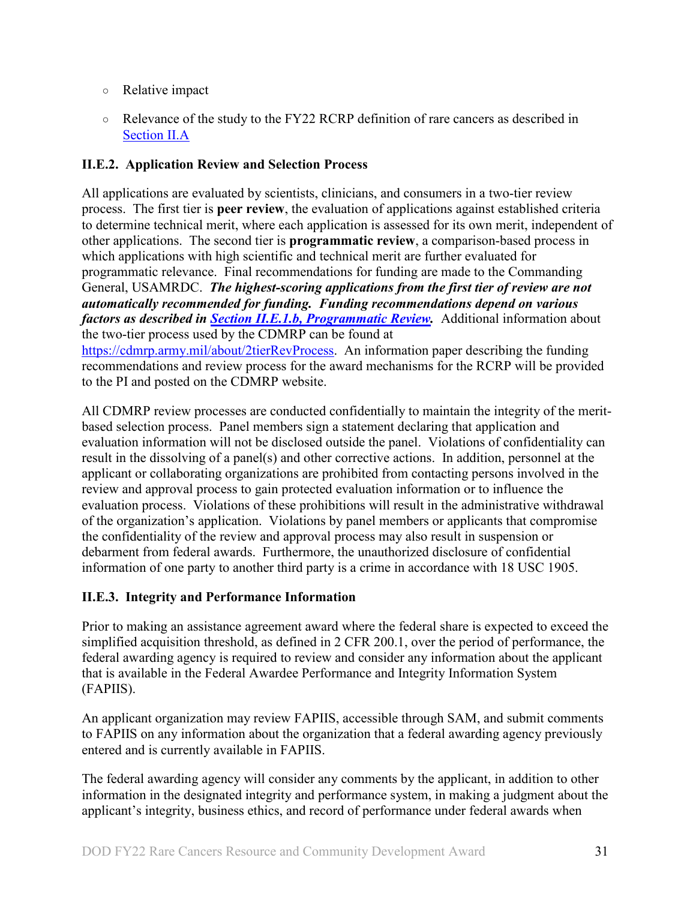- Relative impact
- Relevance of the study to the FY22 RCRP definition of rare cancers as described in [Section II.A](#)

### II.E.2. Application Review and Selection Process

All applications are evaluated by scientists, clinicians, and consumers in a two-tier review process. The first tier is **peer review**, the evaluation of applications against established criteria to determine technical merit, where each application is assessed for its own merit, independent of other applications. The second tier is **programmatic review**, a comparison-based process in which applications with high scientific and technical merit are further evaluated for programmatic relevance. Final recommendations for funding are made to the Commanding General, USAMRDC. ***The highest-scoring applications from the first tier of review are not automatically recommended for funding. Funding recommendations depend on various factors as described in [Section II.E.1.b, Programmatic Review](#).*** Additional information about the two-tier process used by the CDMRP can be found at [https://cdmrp.army.mil/about/2tierRevProcess](https://cdmrp.army.mil/about/2tierRevProcess). An information paper describing the funding recommendations and review process for the award mechanisms for the RCRP will be provided to the PI and posted on the CDMRP website.

All CDMRP review processes are conducted confidentially to maintain the integrity of the merit-based selection process. Panel members sign a statement declaring that application and evaluation information will not be disclosed outside the panel. Violations of confidentiality can result in the dissolving of a panel(s) and other corrective actions. In addition, personnel at the applicant or collaborating organizations are prohibited from contacting persons involved in the review and approval process to gain protected evaluation information or to influence the evaluation process. Violations of these prohibitions will result in the administrative withdrawal of the organization's application. Violations by panel members or applicants that compromise the confidentiality of the review and approval process may also result in suspension or debarment from federal awards. Furthermore, the unauthorized disclosure of confidential information of one party to another third party is a crime in accordance with 18 USC 1905.

### II.E.3. Integrity and Performance Information

Prior to making an assistance agreement award where the federal share is expected to exceed the simplified acquisition threshold, as defined in 2 CFR 200.1, over the period of performance, the federal awarding agency is required to review and consider any information about the applicant that is available in the Federal Awardee Performance and Integrity Information System (FAPIIS).

An applicant organization may review FAPIIS, accessible through SAM, and submit comments to FAPIIS on any information about the organization that a federal awarding agency previously entered and is currently available in FAPIIS.

The federal awarding agency will consider any comments by the applicant, in addition to other information in the designated integrity and performance system, in making a judgment about the applicant's integrity, business ethics, and record of performance under federal awards when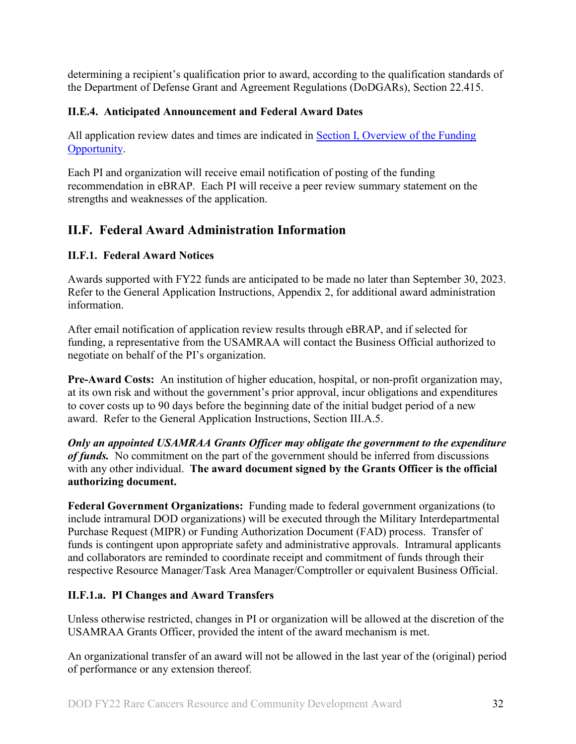determining a recipient's qualification prior to award, according to the qualification standards of the Department of Defense Grant and Agreement Regulations (DoDGARs), Section 22.415.

### II.E.4. Anticipated Announcement and Federal Award Dates

All application review dates and times are indicated in [Section I, Overview of the Funding Opportunity](#).

Each PI and organization will receive email notification of posting of the funding recommendation in eBRAP. Each PI will receive a peer review summary statement on the strengths and weaknesses of the application.

## II.F. Federal Award Administration Information

### II.F.1. Federal Award Notices

Awards supported with FY22 funds are anticipated to be made no later than September 30, 2023. Refer to the General Application Instructions, Appendix 2, for additional award administration information.

After email notification of application review results through eBRAP, and if selected for funding, a representative from the USAMRAA will contact the Business Official authorized to negotiate on behalf of the PI's organization.

**Pre-Award Costs:** An institution of higher education, hospital, or non-profit organization may, at its own risk and without the government's prior approval, incur obligations and expenditures to cover costs up to 90 days before the beginning date of the initial budget period of a new award. Refer to the General Application Instructions, Section III.A.5.

***Only an appointed USAMRAA Grants Officer may obligate the government to the expenditure of funds.*** No commitment on the part of the government should be inferred from discussions with any other individual. **The award document signed by the Grants Officer is the official authorizing document.**

**Federal Government Organizations:** Funding made to federal government organizations (to include intramural DOD organizations) will be executed through the Military Interdepartmental Purchase Request (MIPR) or Funding Authorization Document (FAD) process. Transfer of funds is contingent upon appropriate safety and administrative approvals. Intramural applicants and collaborators are reminded to coordinate receipt and commitment of funds through their respective Resource Manager/Task Area Manager/Comptroller or equivalent Business Official.

#### II.F.1.a. PI Changes and Award Transfers

Unless otherwise restricted, changes in PI or organization will be allowed at the discretion of the USAMRAA Grants Officer, provided the intent of the award mechanism is met.

An organizational transfer of an award will not be allowed in the last year of the (original) period of performance or any extension thereof.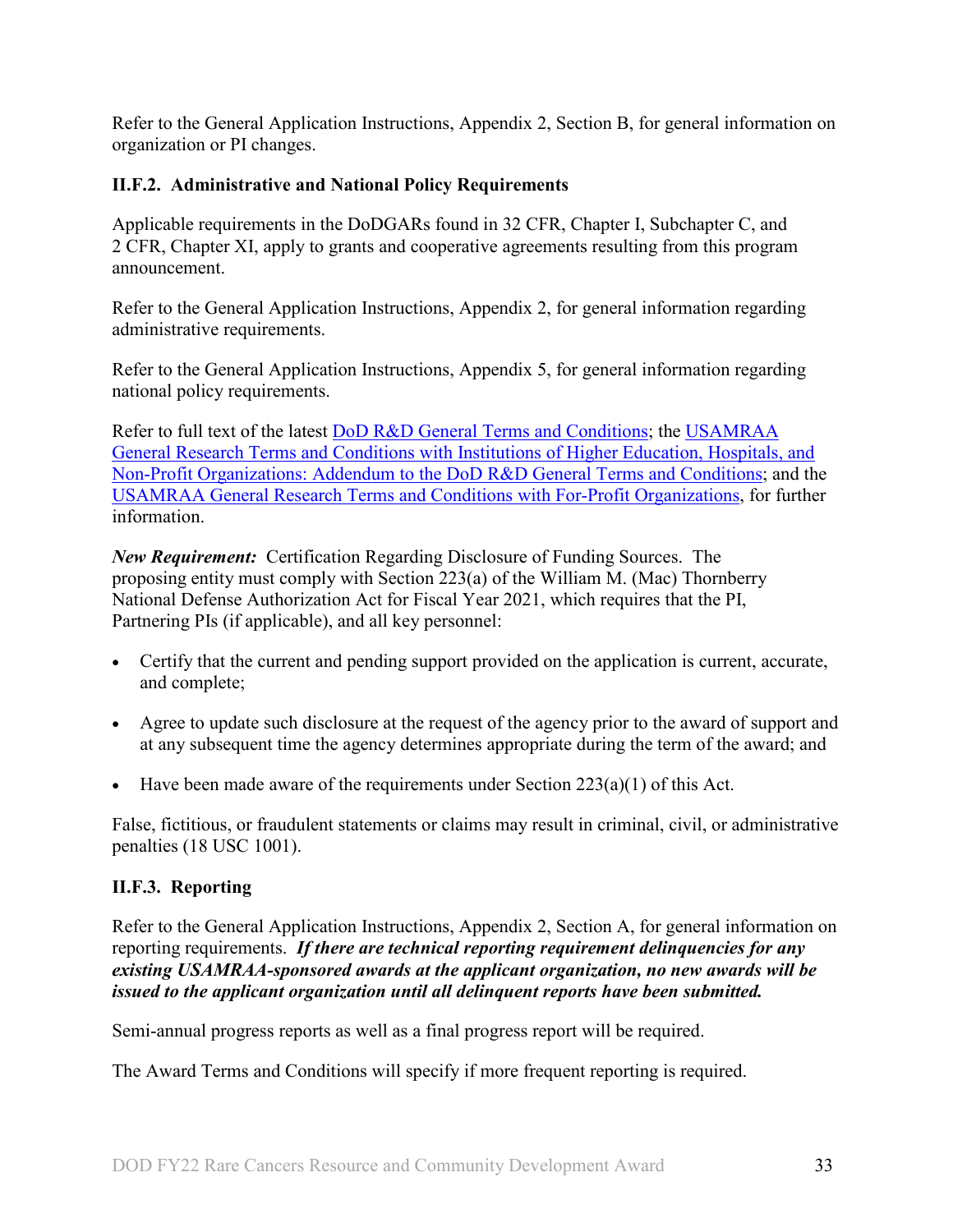Refer to the General Application Instructions, Appendix 2, Section B, for general information on organization or PI changes.

### II.F.2. Administrative and National Policy Requirements

Applicable requirements in the DoDGARs found in 32 CFR, Chapter I, Subchapter C, and 2 CFR, Chapter XI, apply to grants and cooperative agreements resulting from this program announcement.

Refer to the General Application Instructions, Appendix 2, for general information regarding administrative requirements.

Refer to the General Application Instructions, Appendix 5, for general information regarding national policy requirements.

Refer to full text of the latest DoD R&D General Terms and Conditions; the USAMRAA General Research Terms and Conditions with Institutions of Higher Education, Hospitals, and Non-Profit Organizations: Addendum to the DoD R&D General Terms and Conditions; and the USAMRAA General Research Terms and Conditions with For-Profit Organizations, for further information.

***New Requirement:*** Certification Regarding Disclosure of Funding Sources. The proposing entity must comply with Section 223(a) of the William M. (Mac) Thornberry National Defense Authorization Act for Fiscal Year 2021, which requires that the PI, Partnering PIs (if applicable), and all key personnel:

- Certify that the current and pending support provided on the application is current, accurate, and complete;
- Agree to update such disclosure at the request of the agency prior to the award of support and at any subsequent time the agency determines appropriate during the term of the award; and
- Have been made aware of the requirements under Section 223(a)(1) of this Act.

False, fictitious, or fraudulent statements or claims may result in criminal, civil, or administrative penalties (18 USC 1001).

### II.F.3. Reporting

Refer to the General Application Instructions, Appendix 2, Section A, for general information on reporting requirements. ***If there are technical reporting requirement delinquencies for any existing USAMRAA-sponsored awards at the applicant organization, no new awards will be issued to the applicant organization until all delinquent reports have been submitted.***

Semi-annual progress reports as well as a final progress report will be required.

The Award Terms and Conditions will specify if more frequent reporting is required.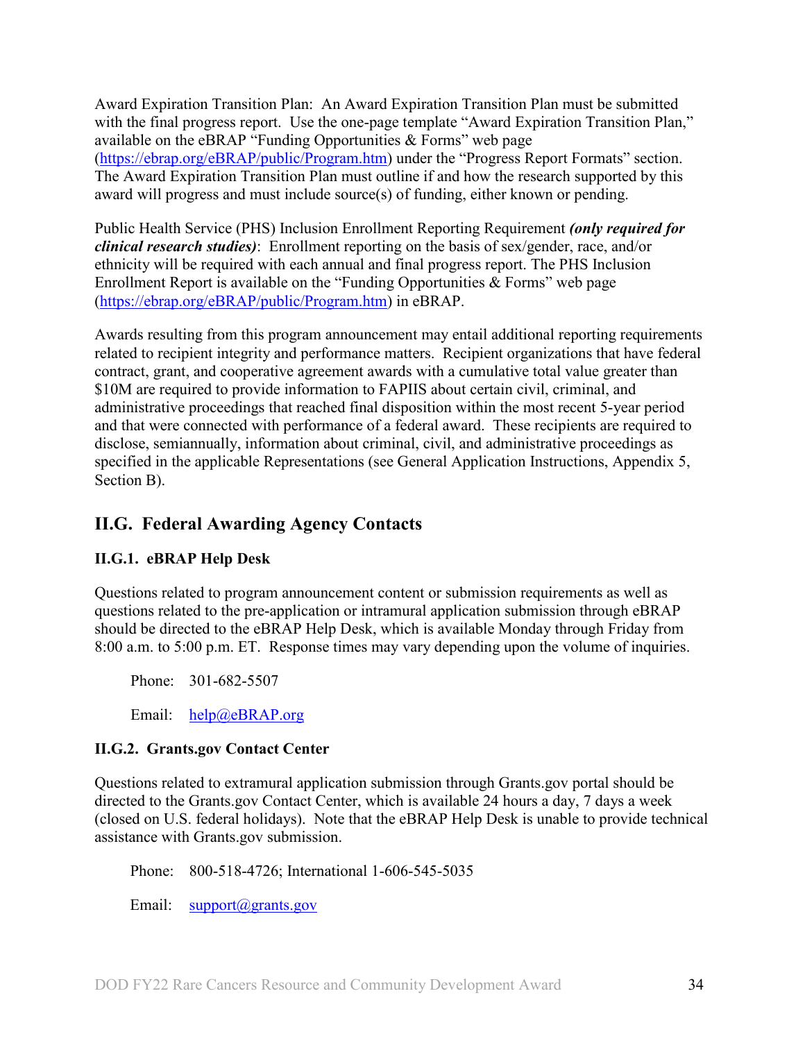Award Expiration Transition Plan: An Award Expiration Transition Plan must be submitted with the final progress report. Use the one-page template "Award Expiration Transition Plan," available on the eBRAP "Funding Opportunities & Forms" web page (https://ebrap.org/eBRAP/public/Program.htm) under the "Progress Report Formats" section. The Award Expiration Transition Plan must outline if and how the research supported by this award will progress and must include source(s) of funding, either known or pending.

Public Health Service (PHS) Inclusion Enrollment Reporting Requirement ***(only required for clinical research studies)***: Enrollment reporting on the basis of sex/gender, race, and/or ethnicity will be required with each annual and final progress report. The PHS Inclusion Enrollment Report is available on the "Funding Opportunities & Forms" web page (https://ebrap.org/eBRAP/public/Program.htm) in eBRAP.

Awards resulting from this program announcement may entail additional reporting requirements related to recipient integrity and performance matters. Recipient organizations that have federal contract, grant, and cooperative agreement awards with a cumulative total value greater than $10M are required to provide information to FAPIIS about certain civil, criminal, and administrative proceedings that reached final disposition within the most recent 5-year period and that were connected with performance of a federal award. These recipients are required to disclose, semiannually, information about criminal, civil, and administrative proceedings as specified in the applicable Representations (see General Application Instructions, Appendix 5, Section B).

## II.G. Federal Awarding Agency Contacts

### II.G.1. eBRAP Help Desk

Questions related to program announcement content or submission requirements as well as questions related to the pre-application or intramural application submission through eBRAP should be directed to the eBRAP Help Desk, which is available Monday through Friday from 8:00 a.m. to 5:00 p.m. ET. Response times may vary depending upon the volume of inquiries.

Phone: 301-682-5507

Email: help@eBRAP.org

### II.G.2. Grants.gov Contact Center

Questions related to extramural application submission through Grants.gov portal should be directed to the Grants.gov Contact Center, which is available 24 hours a day, 7 days a week (closed on U.S. federal holidays). Note that the eBRAP Help Desk is unable to provide technical assistance with Grants.gov submission.

Phone: 800-518-4726; International 1-606-545-5035

Email: support@grants.gov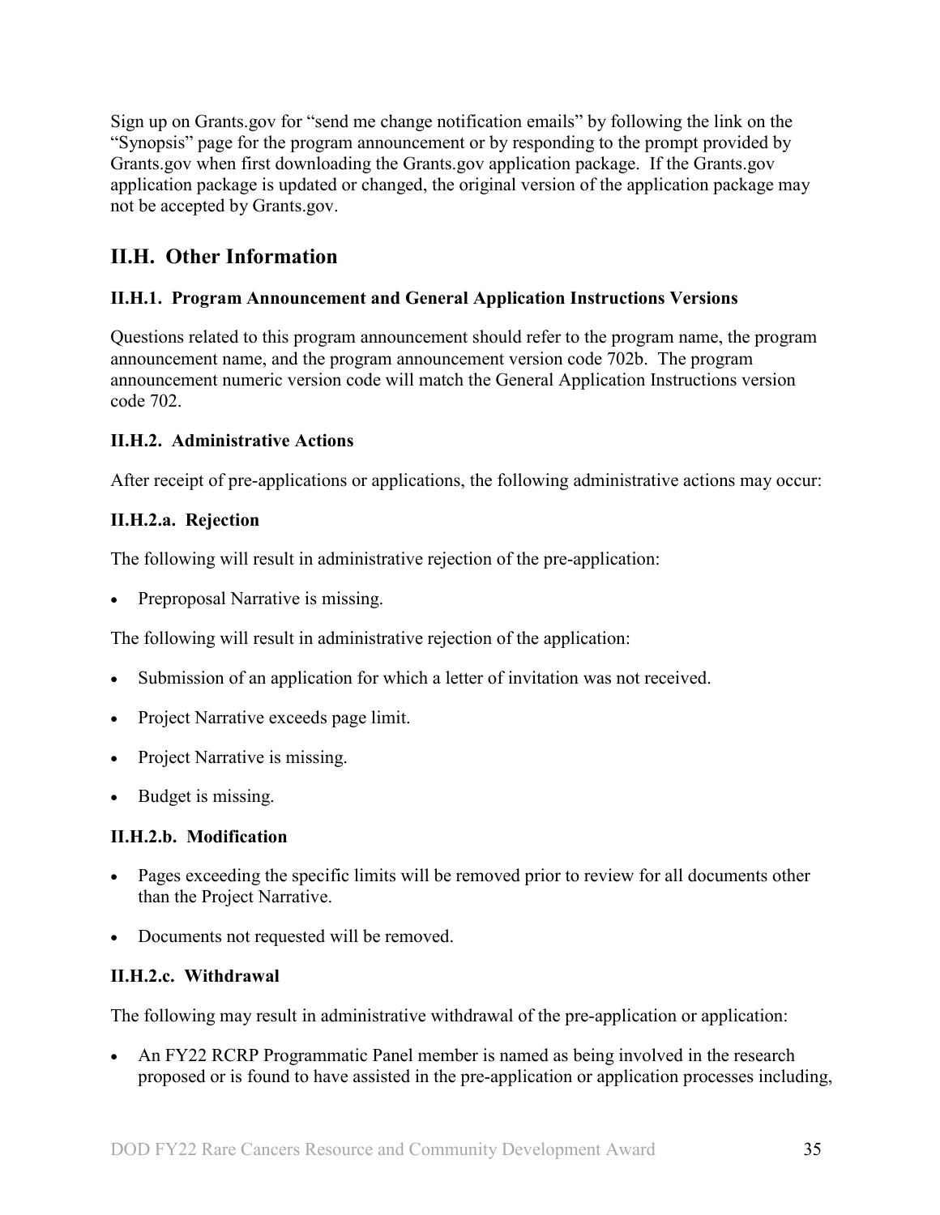Sign up on Grants.gov for "send me change notification emails" by following the link on the "Synopsis" page for the program announcement or by responding to the prompt provided by Grants.gov when first downloading the Grants.gov application package. If the Grants.gov application package is updated or changed, the original version of the application package may not be accepted by Grants.gov.

## II.H. Other Information

### II.H.1. Program Announcement and General Application Instructions Versions

Questions related to this program announcement should refer to the program name, the program announcement name, and the program announcement version code 702b. The program announcement numeric version code will match the General Application Instructions version code 702.

### II.H.2. Administrative Actions

After receipt of pre-applications or applications, the following administrative actions may occur:

#### II.H.2.a. Rejection

The following will result in administrative rejection of the pre-application:

- Preproposal Narrative is missing.

The following will result in administrative rejection of the application:

- Submission of an application for which a letter of invitation was not received.
- Project Narrative exceeds page limit.
- Project Narrative is missing.
- Budget is missing.

#### II.H.2.b. Modification

- Pages exceeding the specific limits will be removed prior to review for all documents other than the Project Narrative.
- Documents not requested will be removed.

#### II.H.2.c. Withdrawal

The following may result in administrative withdrawal of the pre-application or application:

- An FY22 RCRP Programmatic Panel member is named as being involved in the research proposed or is found to have assisted in the pre-application or application processes including,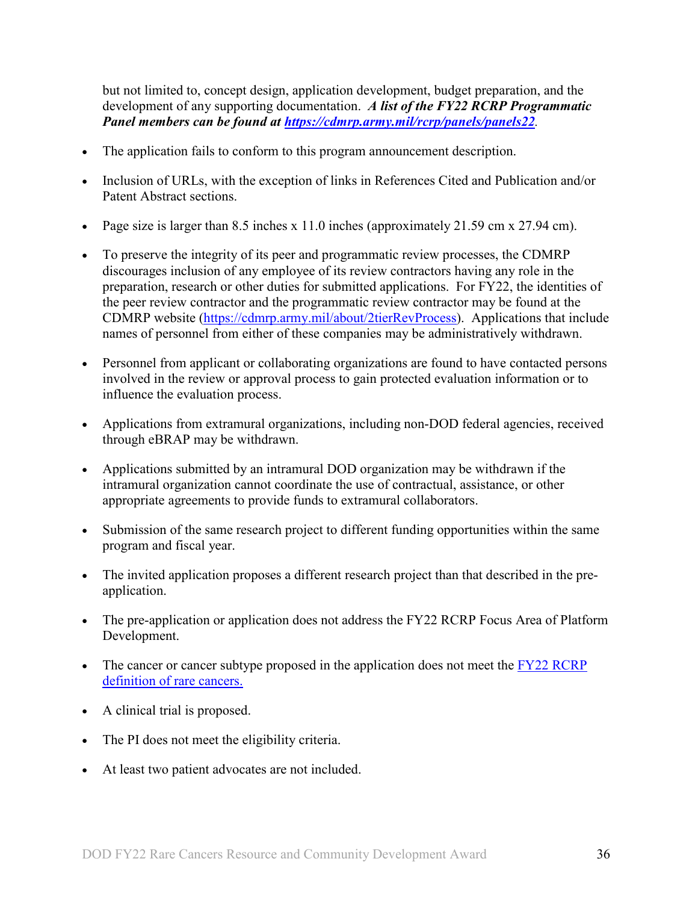but not limited to, concept design, application development, budget preparation, and the development of any supporting documentation. ***A list of the FY22 RCRP Programmatic Panel members can be found at [https://cdmrp.army.mil/rcrp/panels/panels22](https://cdmrp.army.mil/rcrp/panels/panels22).***

- The application fails to conform to this program announcement description.
- Inclusion of URLs, with the exception of links in References Cited and Publication and/or Patent Abstract sections.
- Page size is larger than 8.5 inches x 11.0 inches (approximately 21.59 cm x 27.94 cm).
- To preserve the integrity of its peer and programmatic review processes, the CDMRP discourages inclusion of any employee of its review contractors having any role in the preparation, research or other duties for submitted applications. For FY22, the identities of the peer review contractor and the programmatic review contractor may be found at the CDMRP website ([https://cdmrp.army.mil/about/2tierRevProcess](https://cdmrp.army.mil/about/2tierRevProcess)). Applications that include names of personnel from either of these companies may be administratively withdrawn.
- Personnel from applicant or collaborating organizations are found to have contacted persons involved in the review or approval process to gain protected evaluation information or to influence the evaluation process.
- Applications from extramural organizations, including non-DOD federal agencies, received through eBRAP may be withdrawn.
- Applications submitted by an intramural DOD organization may be withdrawn if the intramural organization cannot coordinate the use of contractual, assistance, or other appropriate agreements to provide funds to extramural collaborators.
- Submission of the same research project to different funding opportunities within the same program and fiscal year.
- The invited application proposes a different research project than that described in the pre-application.
- The pre-application or application does not address the FY22 RCRP Focus Area of Platform Development.
- The cancer or cancer subtype proposed in the application does not meet the [FY22 RCRP definition of rare cancers.](#)
- A clinical trial is proposed.
- The PI does not meet the eligibility criteria.
- At least two patient advocates are not included.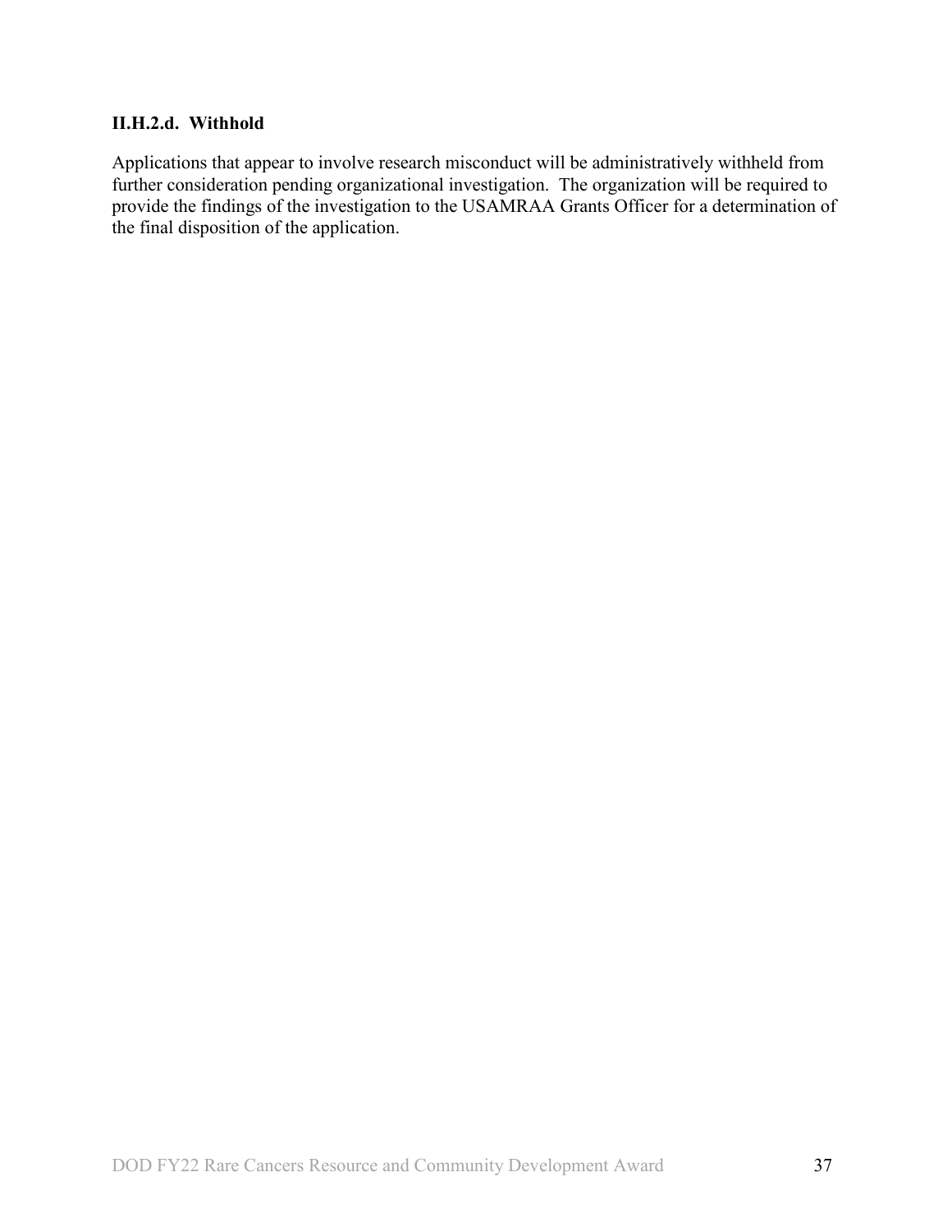#### II.H.2.d. Withhold

Applications that appear to involve research misconduct will be administratively withheld from further consideration pending organizational investigation. The organization will be required to provide the findings of the investigation to the USAMRAA Grants Officer for a determination of the final disposition of the application.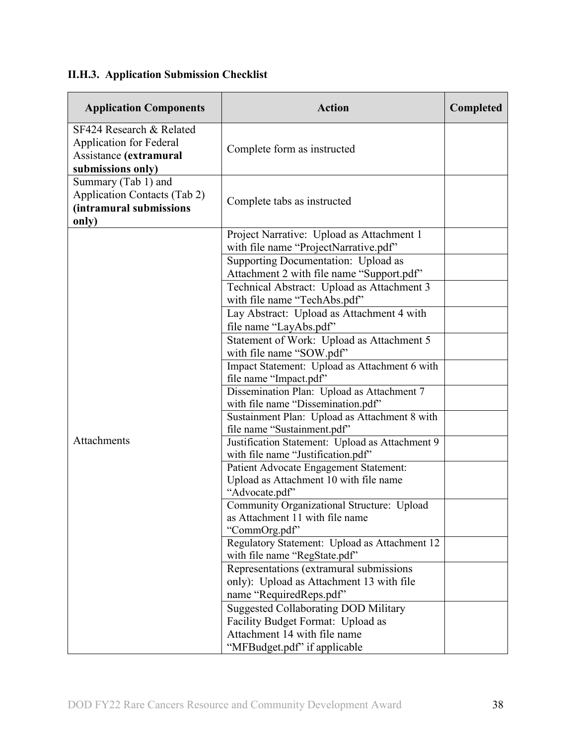### II.H.3. Application Submission Checklist

| Application Components | Action | Completed |
|---|---|---|
| SF424 Research & Related Application for Federal Assistance **(extramural submissions only)** | Complete form as instructed | |
| Summary (Tab 1) and Application Contacts (Tab 2) **(intramural submissions only)** | Complete tabs as instructed | |
| Attachments | Project Narrative: Upload as Attachment 1 with file name "ProjectNarrative.pdf" | |
| | Supporting Documentation: Upload as Attachment 2 with file name "Support.pdf" | |
| | Technical Abstract: Upload as Attachment 3 with file name "TechAbs.pdf" | |
| | Lay Abstract: Upload as Attachment 4 with file name "LayAbs.pdf" | |
| | Statement of Work: Upload as Attachment 5 with file name "SOW.pdf" | |
| | Impact Statement: Upload as Attachment 6 with file name "Impact.pdf" | |
| | Dissemination Plan: Upload as Attachment 7 with file name "Dissemination.pdf" | |
| | Sustainment Plan: Upload as Attachment 8 with file name "Sustainment.pdf" | |
| | Justification Statement: Upload as Attachment 9 with file name "Justification.pdf" | |
| | Patient Advocate Engagement Statement: Upload as Attachment 10 with file name "Advocate.pdf" | |
| | Community Organizational Structure: Upload as Attachment 11 with file name "CommOrg.pdf" | |
| | Regulatory Statement: Upload as Attachment 12 with file name "RegState.pdf" | |
| | Representations (extramural submissions only): Upload as Attachment 13 with file name "RequiredReps.pdf" | |
| | Suggested Collaborating DOD Military Facility Budget Format: Upload as Attachment 14 with file name "MFBudget.pdf" if applicable | |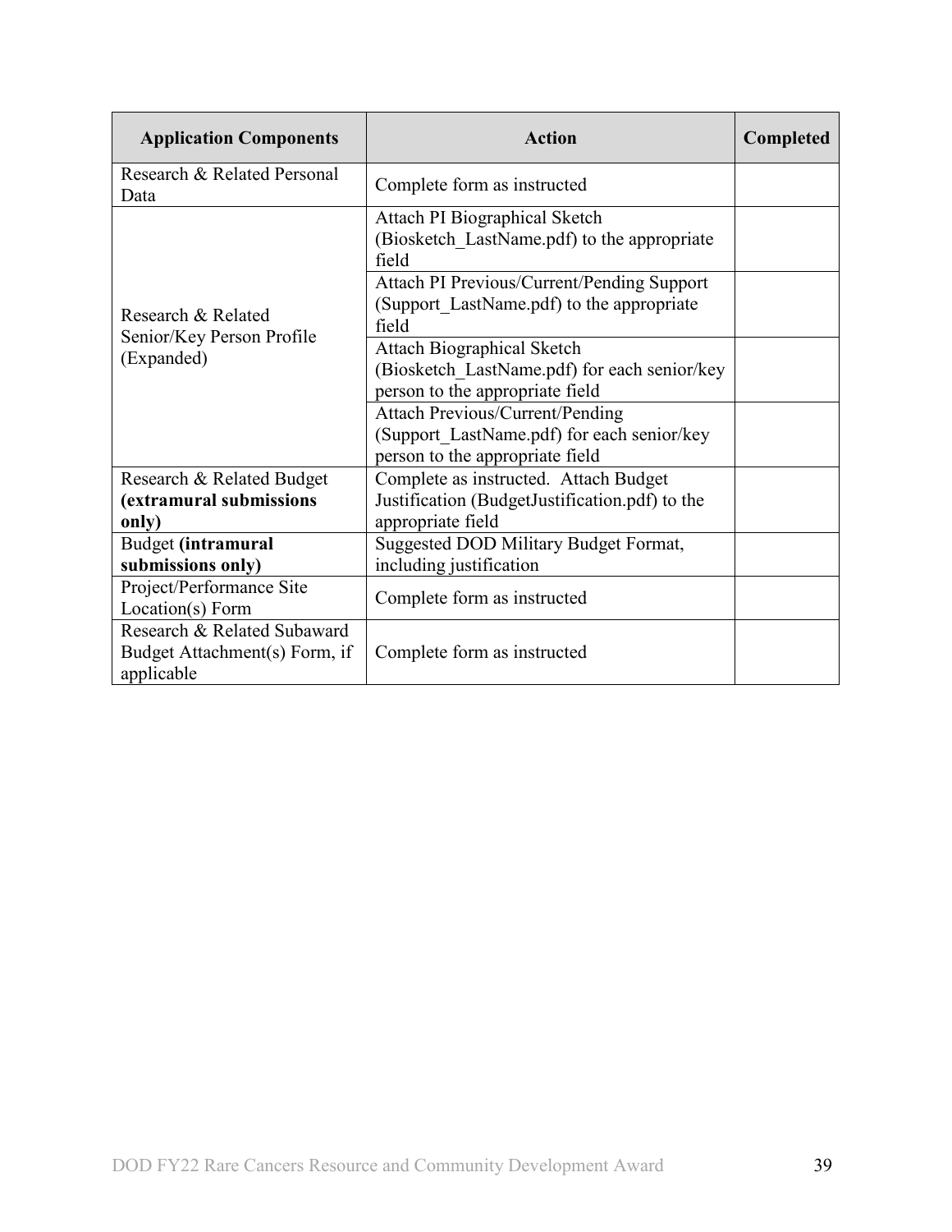| Application Components | Action | Completed |
|---|---|---|
| Research & Related Personal Data | Complete form as instructed | |
| Research & Related Senior/Key Person Profile (Expanded) | Attach PI Biographical Sketch (Biosketch_LastName.pdf) to the appropriate field | |
| | Attach PI Previous/Current/Pending Support (Support_LastName.pdf) to the appropriate field | |
| | Attach Biographical Sketch (Biosketch_LastName.pdf) for each senior/key person to the appropriate field | |
| | Attach Previous/Current/Pending (Support_LastName.pdf) for each senior/key person to the appropriate field | |
| Research & Related Budget **(extramural submissions only)** | Complete as instructed. Attach Budget Justification (BudgetJustification.pdf) to the appropriate field | |
| Budget **(intramural submissions only)** | Suggested DOD Military Budget Format, including justification | |
| Project/Performance Site Location(s) Form | Complete form as instructed | |
| Research & Related Subaward Budget Attachment(s) Form, if applicable | Complete form as instructed | |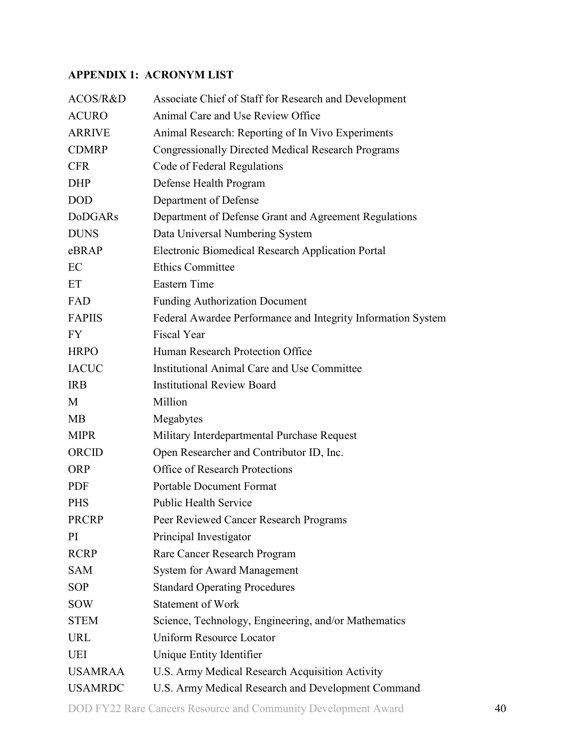## APPENDIX 1: ACRONYM LIST

| | |
|---|---|
| ACOS/R&D | Associate Chief of Staff for Research and Development |
| ACURO | Animal Care and Use Review Office |
| ARRIVE | Animal Research: Reporting of In Vivo Experiments |
| CDMRP | Congressionally Directed Medical Research Programs |
| CFR | Code of Federal Regulations |
| DHP | Defense Health Program |
| DOD | Department of Defense |
| DoDGARs | Department of Defense Grant and Agreement Regulations |
| DUNS | Data Universal Numbering System |
| eBRAP | Electronic Biomedical Research Application Portal |
| EC | Ethics Committee |
| ET | Eastern Time |
| FAD | Funding Authorization Document |
| FAPIIS | Federal Awardee Performance and Integrity Information System |
| FY | Fiscal Year |
| HRPO | Human Research Protection Office |
| IACUC | Institutional Animal Care and Use Committee |
| IRB | Institutional Review Board |
| M | Million |
| MB | Megabytes |
| MIPR | Military Interdepartmental Purchase Request |
| ORCID | Open Researcher and Contributor ID, Inc. |
| ORP | Office of Research Protections |
| PDF | Portable Document Format |
| PHS | Public Health Service |
| PRCRP | Peer Reviewed Cancer Research Programs |
| PI | Principal Investigator |
| RCRP | Rare Cancer Research Program |
| SAM | System for Award Management |
| SOP | Standard Operating Procedures |
| SOW | Statement of Work |
| STEM | Science, Technology, Engineering, and/or Mathematics |
| URL | Uniform Resource Locator |
| UEI | Unique Entity Identifier |
| USAMRAA | U.S. Army Medical Research Acquisition Activity |
| USAMRDC | U.S. Army Medical Research and Development Command |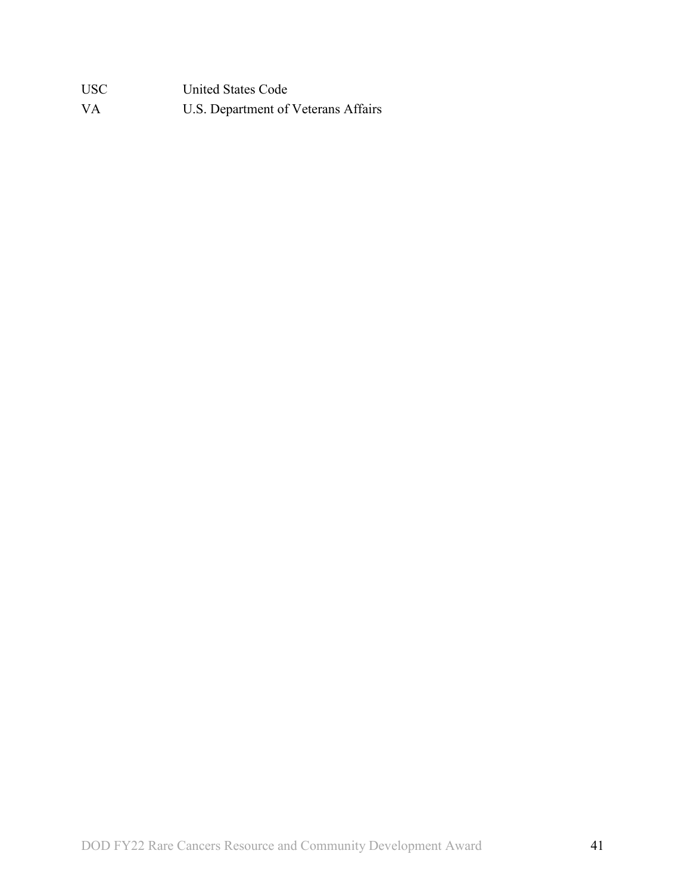| | |
|---|---|
| USC | United States Code |
| VA | U.S. Department of Veterans Affairs |